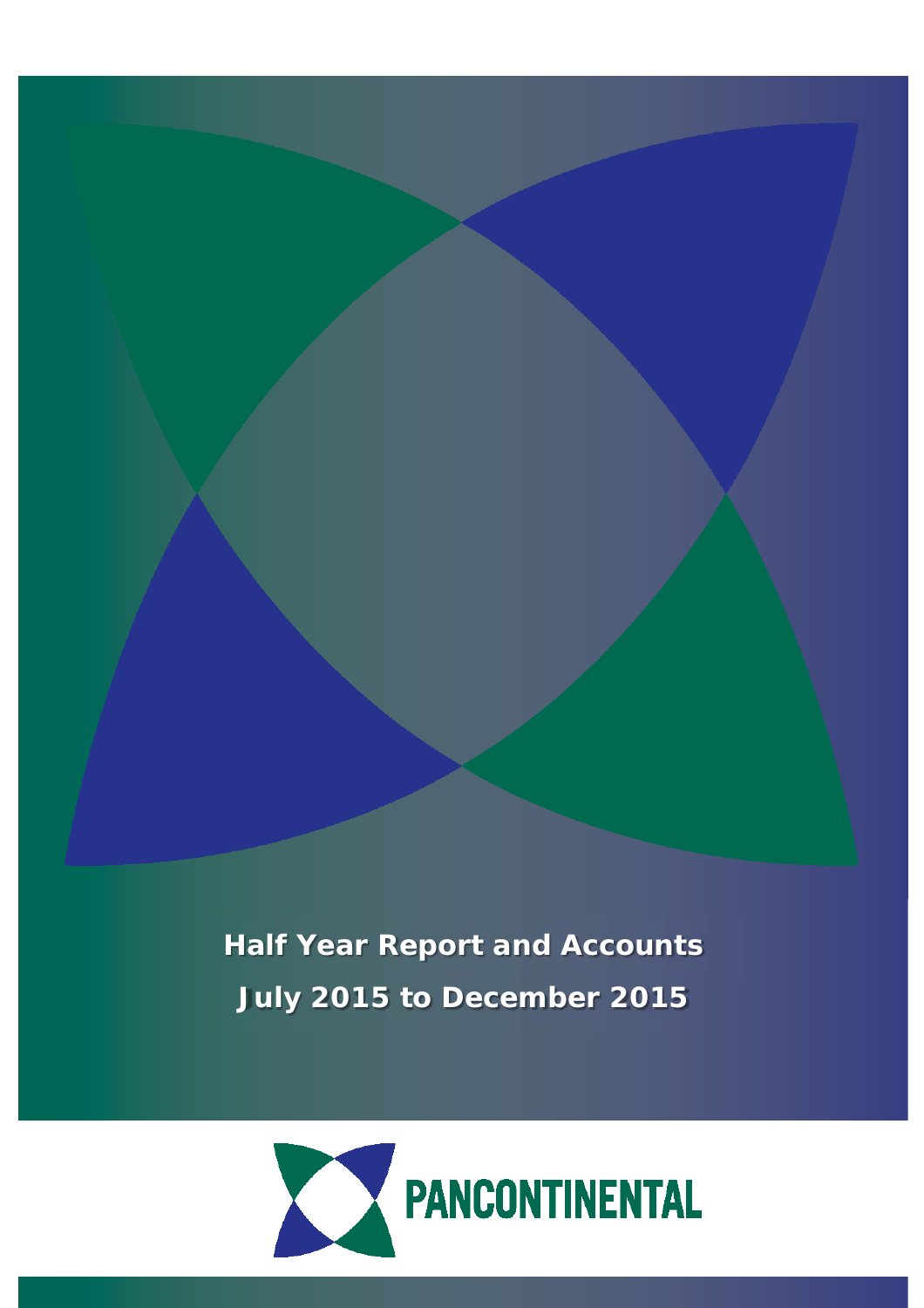# Half Year Report and Accounts

## July 2015 to December 2015

PANCONTINENTAL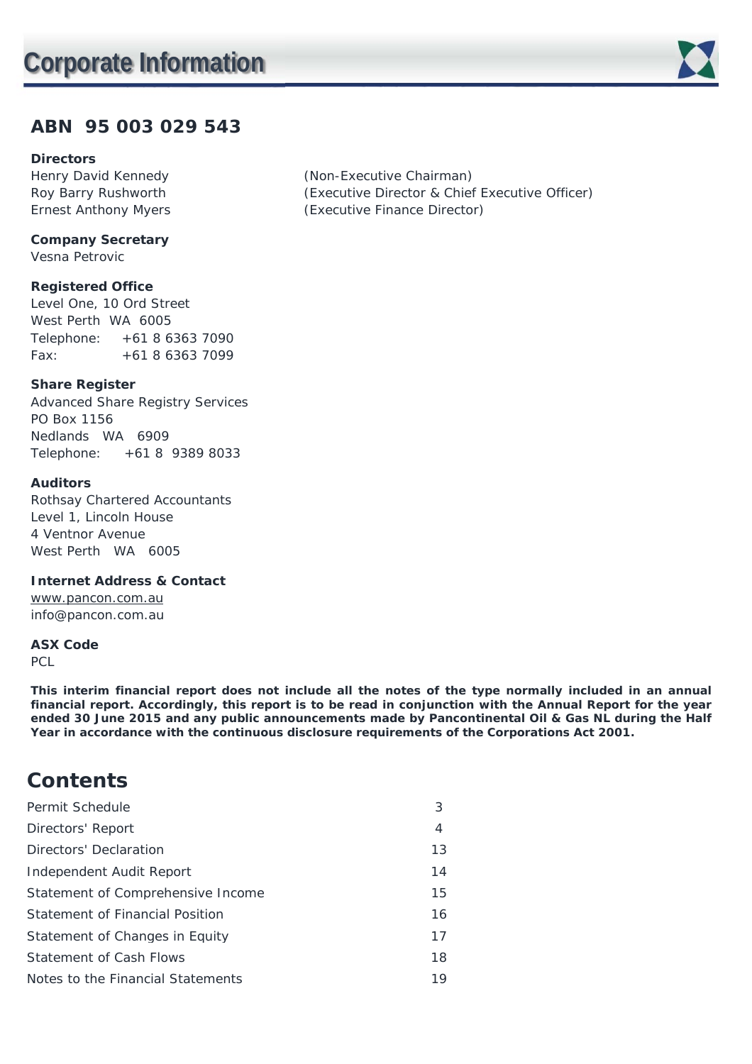# Corporate Information

## ABN 95 003 029 543

**Directors**

| | |
|---|---|
| Henry David Kennedy | (Non-Executive Chairman) |
| Roy Barry Rushworth | (Executive Director & Chief Executive Officer) |
| Ernest Anthony Myers | (Executive Finance Director) |

**Company Secretary**
Vesna Petrovic

**Registered Office**
Level One, 10 Ord Street
West Perth WA 6005
Telephone: +61 8 6363 7090
Fax: +61 8 6363 7099

**Share Register**
Advanced Share Registry Services
PO Box 1156
Nedlands WA 6909
Telephone: +61 8 9389 8033

**Auditors**
Rothsay Chartered Accountants
Level 1, Lincoln House
4 Ventnor Avenue
West Perth WA 6005

**Internet Address & Contact**
www.pancon.com.au
info@pancon.com.au

**ASX Code**
PCL

**This interim financial report does not include all the notes of the type normally included in an annual financial report. Accordingly, this report is to be read in conjunction with the Annual Report for the year ended 30 June 2015 and any public announcements made by Pancontinental Oil & Gas NL during the Half Year in accordance with the continuous disclosure requirements of the Corporations Act 2001.**

## Contents

| | |
|---|---|
| Permit Schedule | 3 |
| Directors' Report | 4 |
| Directors' Declaration | 13 |
| Independent Audit Report | 14 |
| Statement of Comprehensive Income | 15 |
| Statement of Financial Position | 16 |
| Statement of Changes in Equity | 17 |
| Statement of Cash Flows | 18 |
| Notes to the Financial Statements | 19 |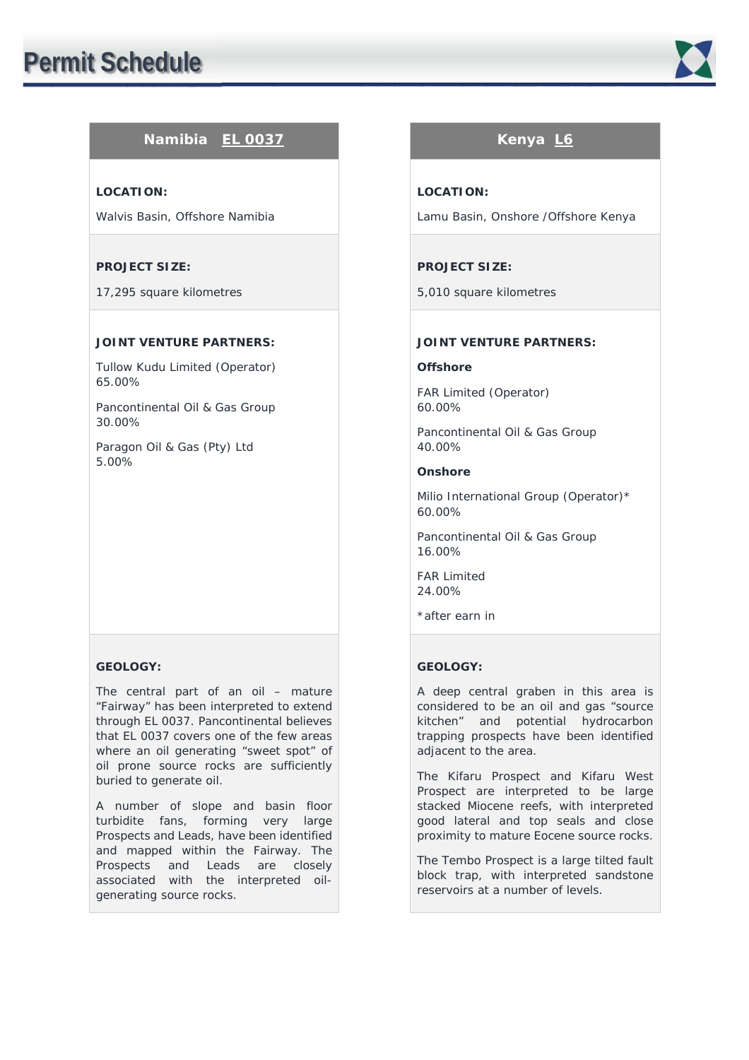// Permit Schedule

## Namibia EL 0037

**LOCATION:**

Walvis Basin, Offshore Namibia

**PROJECT SIZE:**

17,295 square kilometres

**JOINT VENTURE PARTNERS:**

Tullow Kudu Limited (Operator)
65.00%

Pancontinental Oil & Gas Group
30.00%

Paragon Oil & Gas (Pty) Ltd
5.00%

**GEOLOGY:**

The central part of an oil – mature "Fairway" has been interpreted to extend through EL 0037. Pancontinental believes that EL 0037 covers one of the few areas where an oil generating "sweet spot" of oil prone source rocks are sufficiently buried to generate oil.

A number of slope and basin floor turbidite fans, forming very large Prospects and Leads, have been identified and mapped within the Fairway. The Prospects and Leads are closely associated with the interpreted oil-generating source rocks.

## Kenya L6

**LOCATION:**

Lamu Basin, Onshore /Offshore Kenya

**PROJECT SIZE:**

5,010 square kilometres

**JOINT VENTURE PARTNERS:**

**Offshore**

FAR Limited (Operator)
60.00%

Pancontinental Oil & Gas Group
40.00%

**Onshore**

Milio International Group (Operator)*
60.00%

Pancontinental Oil & Gas Group
16.00%

FAR Limited
24.00%

*after earn in

**GEOLOGY:**

A deep central graben in this area is considered to be an oil and gas "source kitchen" and potential hydrocarbon trapping prospects have been identified adjacent to the area.

The Kifaru Prospect and Kifaru West Prospect are interpreted to be large stacked Miocene reefs, with interpreted good lateral and top seals and close proximity to mature Eocene source rocks.

The Tembo Prospect is a large tilted fault block trap, with interpreted sandstone reservoirs at a number of levels.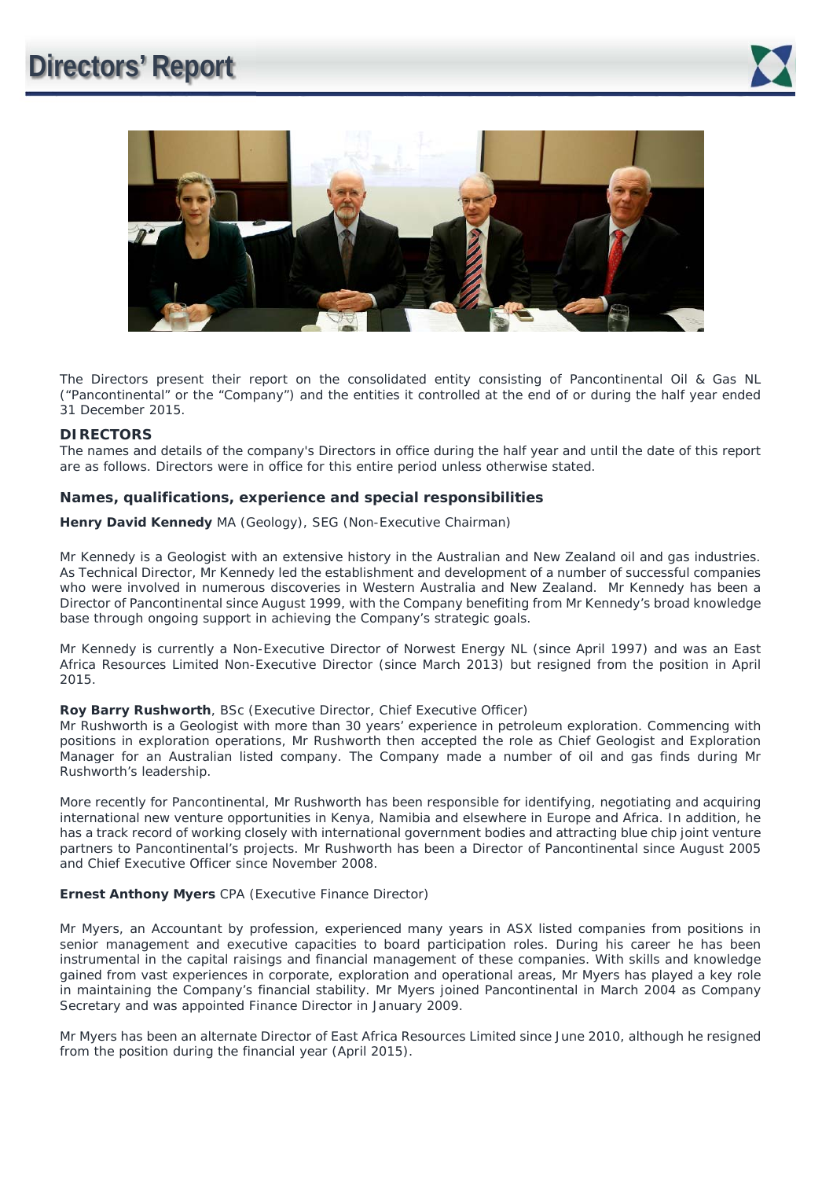# Directors' Report

The Directors present their report on the consolidated entity consisting of Pancontinental Oil & Gas NL ("Pancontinental" or the "Company") and the entities it controlled at the end of or during the half year ended 31 December 2015.

## DIRECTORS

The names and details of the company's Directors in office during the half year and until the date of this report are as follows. Directors were in office for this entire period unless otherwise stated.

### Names, qualifications, experience and special responsibilities

**Henry David Kennedy** MA (Geology), SEG (Non-Executive Chairman)

Mr Kennedy is a Geologist with an extensive history in the Australian and New Zealand oil and gas industries. As Technical Director, Mr Kennedy led the establishment and development of a number of successful companies who were involved in numerous discoveries in Western Australia and New Zealand. Mr Kennedy has been a Director of Pancontinental since August 1999, with the Company benefiting from Mr Kennedy's broad knowledge base through ongoing support in achieving the Company's strategic goals.

Mr Kennedy is currently a Non-Executive Director of Norwest Energy NL (since April 1997) and was an East Africa Resources Limited Non-Executive Director (since March 2013) but resigned from the position in April 2015.

**Roy Barry Rushworth**, BSc (Executive Director, Chief Executive Officer)

Mr Rushworth is a Geologist with more than 30 years' experience in petroleum exploration. Commencing with positions in exploration operations, Mr Rushworth then accepted the role as Chief Geologist and Exploration Manager for an Australian listed company. The Company made a number of oil and gas finds during Mr Rushworth's leadership.

More recently for Pancontinental, Mr Rushworth has been responsible for identifying, negotiating and acquiring international new venture opportunities in Kenya, Namibia and elsewhere in Europe and Africa. In addition, he has a track record of working closely with international government bodies and attracting blue chip joint venture partners to Pancontinental's projects. Mr Rushworth has been a Director of Pancontinental since August 2005 and Chief Executive Officer since November 2008.

**Ernest Anthony Myers** CPA (Executive Finance Director)

Mr Myers, an Accountant by profession, experienced many years in ASX listed companies from positions in senior management and executive capacities to board participation roles. During his career he has been instrumental in the capital raisings and financial management of these companies. With skills and knowledge gained from vast experiences in corporate, exploration and operational areas, Mr Myers has played a key role in maintaining the Company's financial stability. Mr Myers joined Pancontinental in March 2004 as Company Secretary and was appointed Finance Director in January 2009.

Mr Myers has been an alternate Director of East Africa Resources Limited since June 2010, although he resigned from the position during the financial year (April 2015).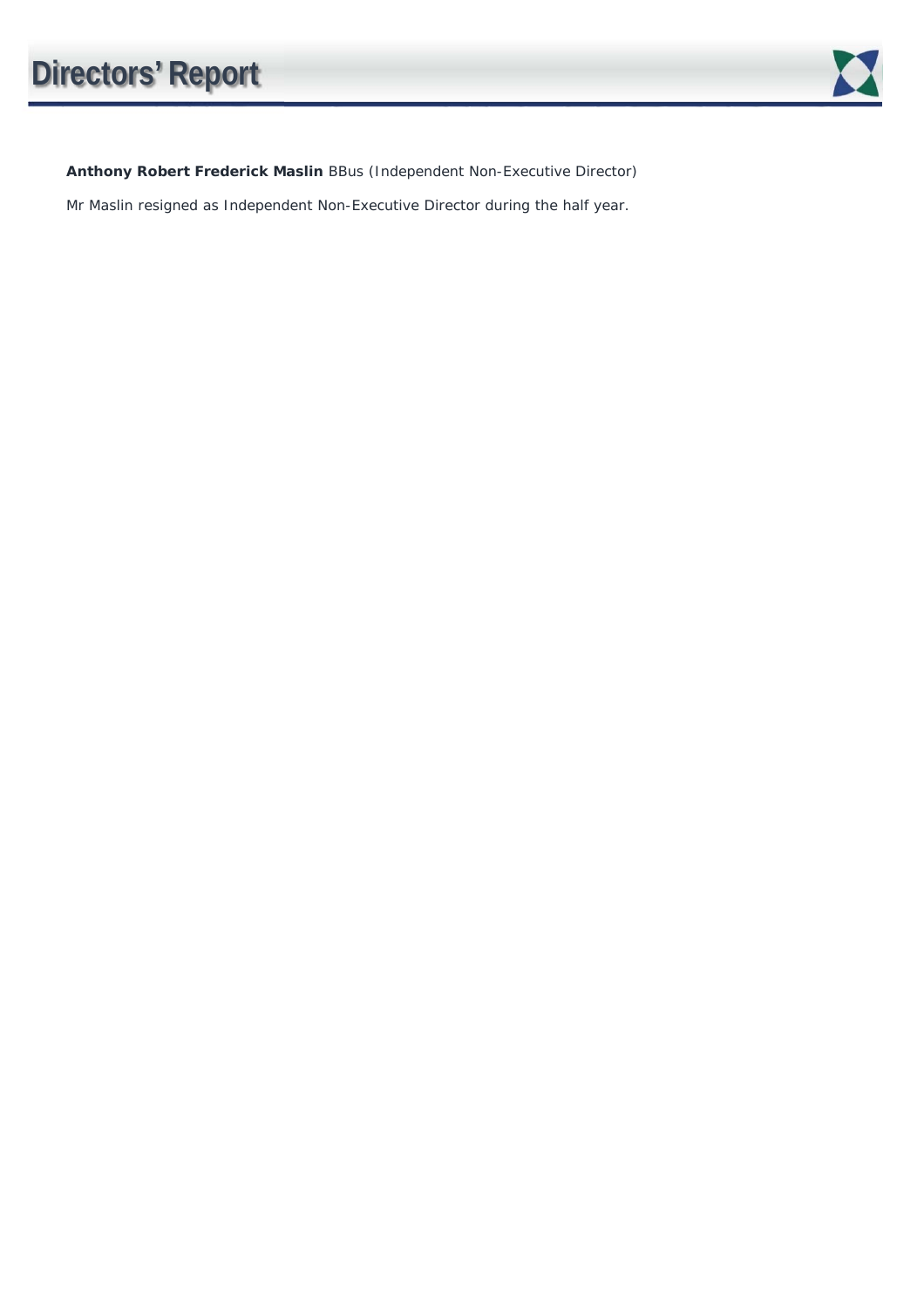**Anthony Robert Frederick Maslin** BBus (Independent Non-Executive Director)

Mr Maslin resigned as Independent Non-Executive Director during the half year.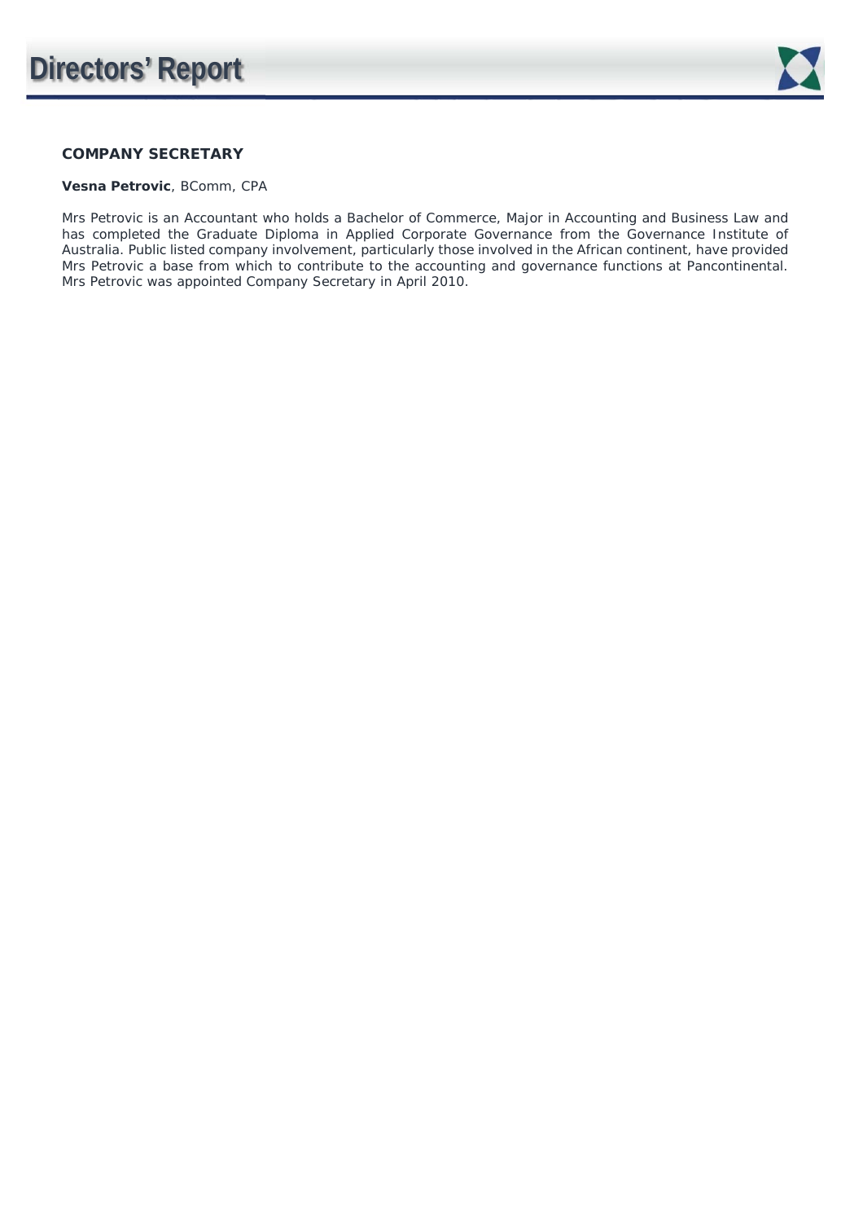## COMPANY SECRETARY

**Vesna Petrovic**, BComm, CPA

Mrs Petrovic is an Accountant who holds a Bachelor of Commerce, Major in Accounting and Business Law and has completed the Graduate Diploma in Applied Corporate Governance from the Governance Institute of Australia. Public listed company involvement, particularly those involved in the African continent, have provided Mrs Petrovic a base from which to contribute to the accounting and governance functions at Pancontinental. Mrs Petrovic was appointed Company Secretary in April 2010.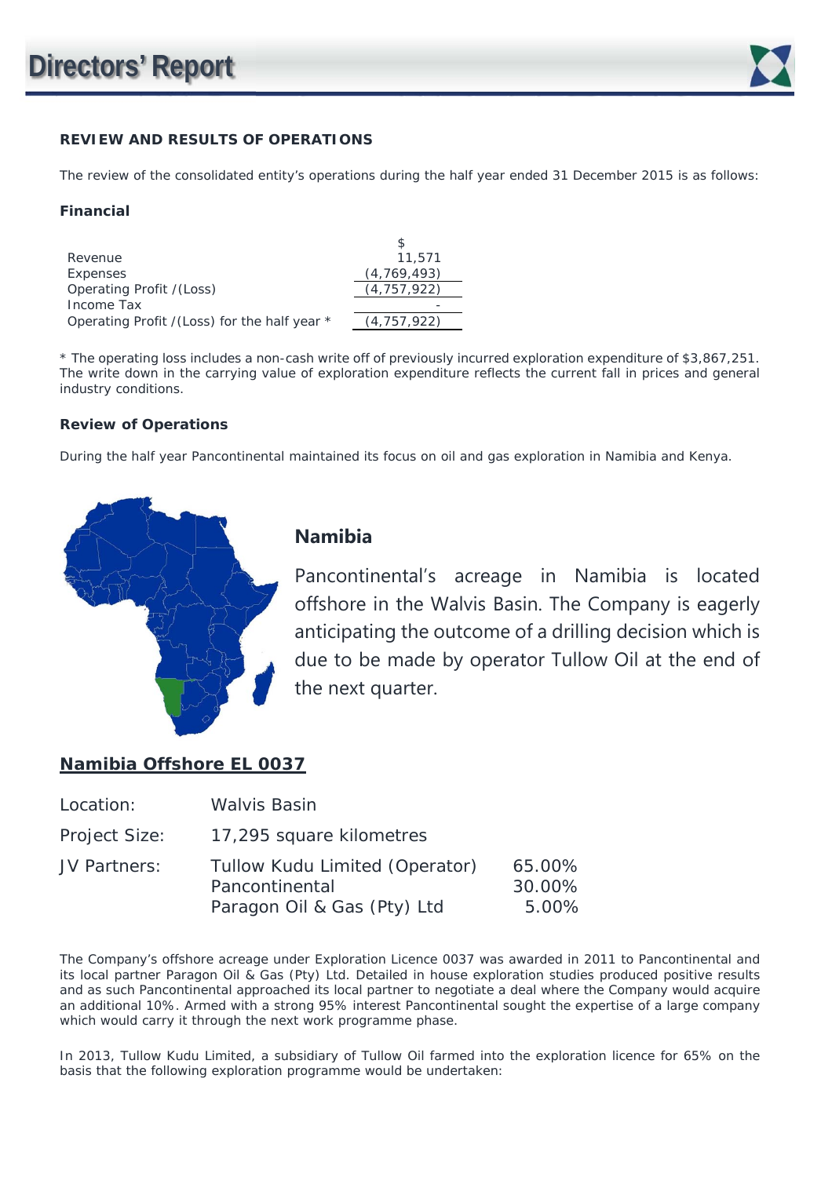# Directors' Report

## REVIEW AND RESULTS OF OPERATIONS

The review of the consolidated entity's operations during the half year ended 31 December 2015 is as follows:

### Financial

| | $ |
|---|---|
| Revenue | 11,571 |
| Expenses | (4,769,493) |
| Operating Profit /(Loss) | (4,757,922) |
| Income Tax | - |
| Operating Profit /(Loss) for the half year * | (4,757,922) |

* The operating loss includes a non-cash write off of previously incurred exploration expenditure of $3,867,251. The write down in the carrying value of exploration expenditure reflects the current fall in prices and general industry conditions.

### Review of Operations

During the half year Pancontinental maintained its focus on oil and gas exploration in Namibia and Kenya.

### Namibia

Pancontinental's acreage in Namibia is located offshore in the Walvis Basin. The Company is eagerly anticipating the outcome of a drilling decision which is due to be made by operator Tullow Oil at the end of the next quarter.

### Namibia Offshore EL 0037

| | | |
|---|---|---|
| Location: | Walvis Basin | |
| Project Size: | 17,295 square kilometres | |
| JV Partners: | Tullow Kudu Limited (Operator) | 65.00% |
| | Pancontinental | 30.00% |
| | Paragon Oil & Gas (Pty) Ltd | 5.00% |

The Company's offshore acreage under Exploration Licence 0037 was awarded in 2011 to Pancontinental and its local partner Paragon Oil & Gas (Pty) Ltd. Detailed in house exploration studies produced positive results and as such Pancontinental approached its local partner to negotiate a deal where the Company would acquire an additional 10%. Armed with a strong 95% interest Pancontinental sought the expertise of a large company which would carry it through the next work programme phase.

In 2013, Tullow Kudu Limited, a subsidiary of Tullow Oil farmed into the exploration licence for 65% on the basis that the following exploration programme would be undertaken: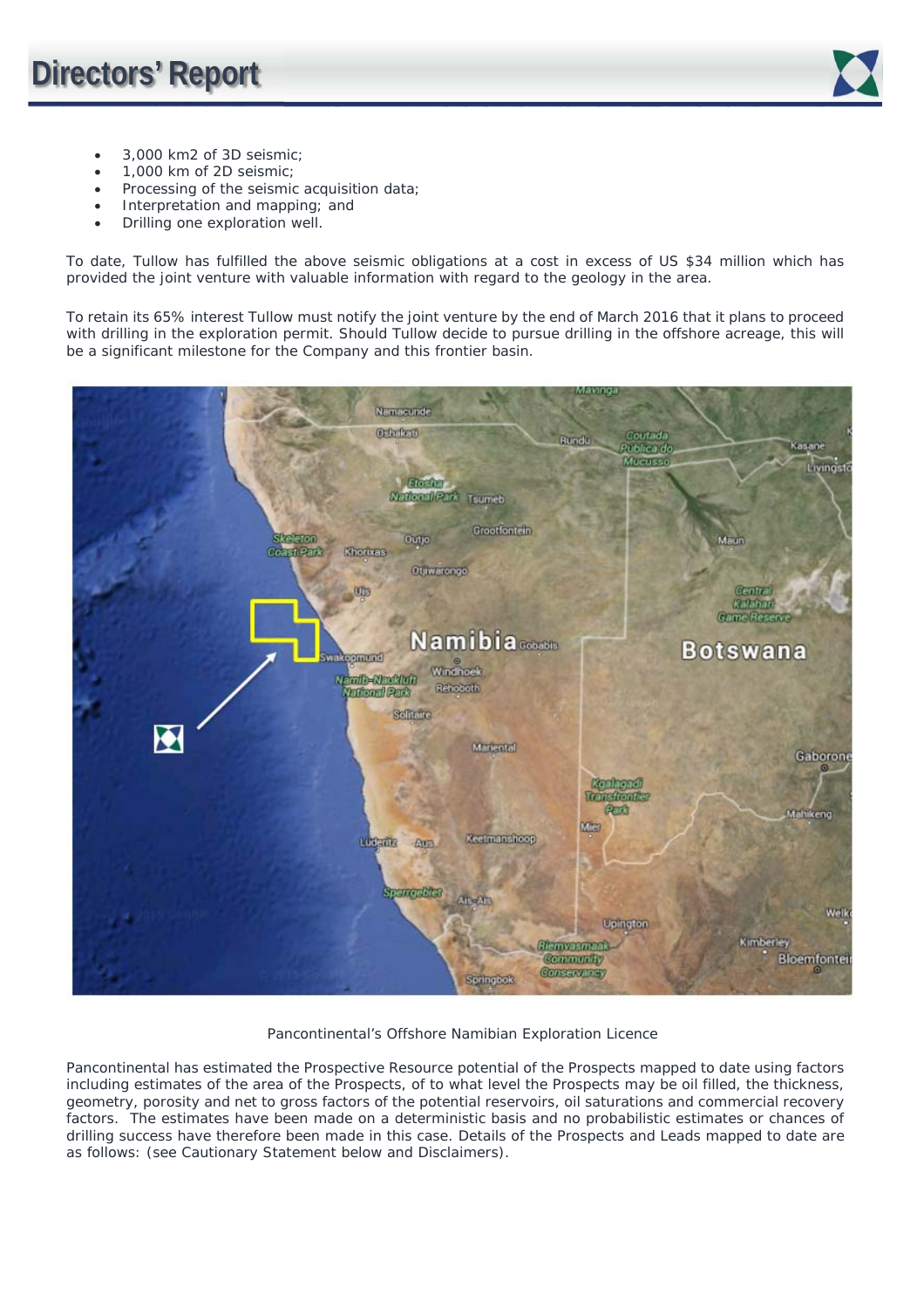- 3,000 km2 of 3D seismic;
- 1,000 km of 2D seismic;
- Processing of the seismic acquisition data;
- Interpretation and mapping; and
- Drilling one exploration well.

To date, Tullow has fulfilled the above seismic obligations at a cost in excess of US $34 million which has provided the joint venture with valuable information with regard to the geology in the area.

To retain its 65% interest Tullow must notify the joint venture by the end of March 2016 that it plans to proceed with drilling in the exploration permit. Should Tullow decide to pursue drilling in the offshore acreage, this will be a significant milestone for the Company and this frontier basin.

Pancontinental's Offshore Namibian Exploration Licence

Pancontinental has estimated the Prospective Resource potential of the Prospects mapped to date using factors including estimates of the area of the Prospects, of to what level the Prospects may be oil filled, the thickness, geometry, porosity and net to gross factors of the potential reservoirs, oil saturations and commercial recovery factors. The estimates have been made on a deterministic basis and no probabilistic estimates or chances of drilling success have therefore been made in this case. Details of the Prospects and Leads mapped to date are as follows: (see Cautionary Statement below and Disclaimers).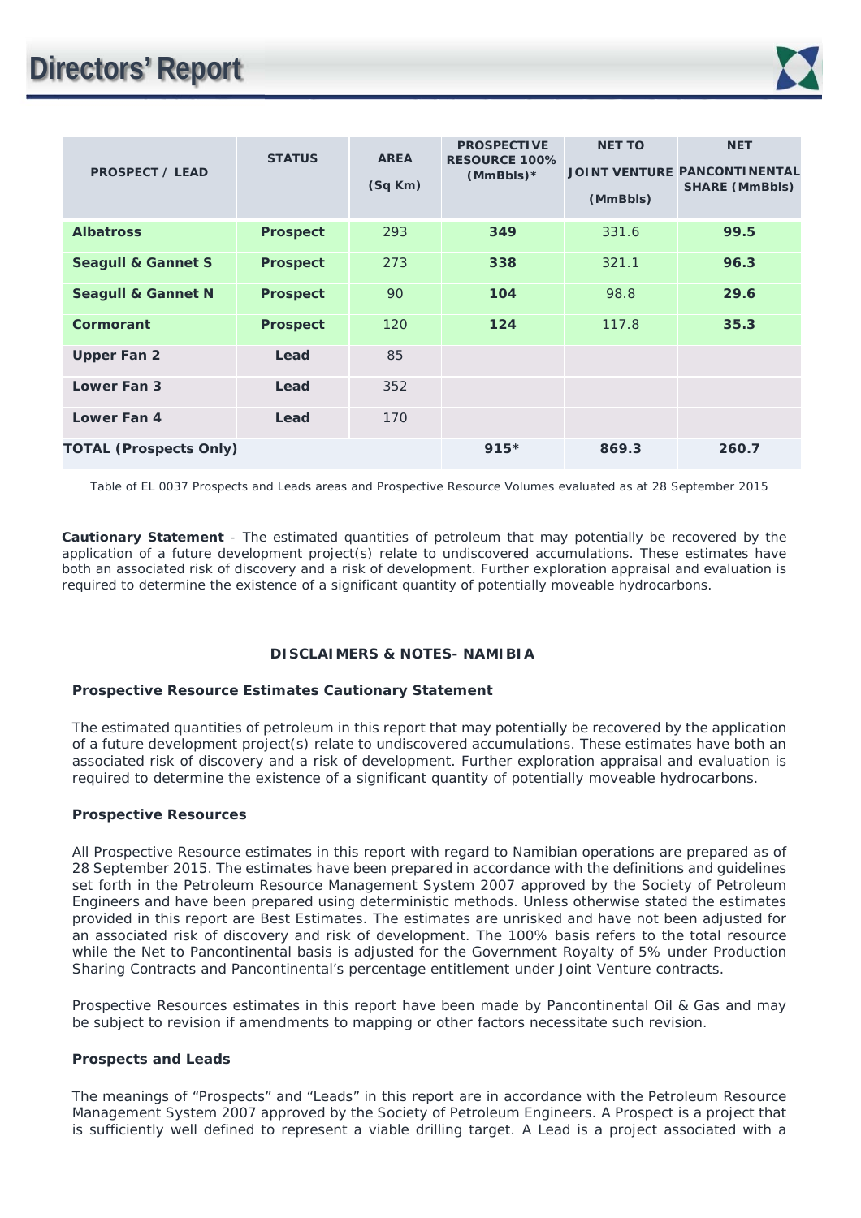| PROSPECT / LEAD | STATUS | AREA (Sq Km) | PROSPECTIVE RESOURCE 100% (MmBbls)* | NET TO JOINT VENTURE (MmBbls) | NET PANCONTINENTAL SHARE (MmBbls) |
|---|---|---|---|---|---|
| **Albatross** | **Prospect** | 293 | **349** | 331.6 | **99.5** |
| **Seagull & Gannet S** | **Prospect** | 273 | **338** | 321.1 | **96.3** |
| **Seagull & Gannet N** | **Prospect** | 90 | **104** | 98.8 | **29.6** |
| **Cormorant** | **Prospect** | 120 | **124** | 117.8 | **35.3** |
| **Upper Fan 2** | **Lead** | 85 | | | |
| **Lower Fan 3** | **Lead** | 352 | | | |
| **Lower Fan 4** | **Lead** | 170 | | | |
| **TOTAL (Prospects Only)** | | | **915*** | **869.3** | **260.7** |

Table of EL 0037 Prospects and Leads areas and Prospective Resource Volumes evaluated as at 28 September 2015

**Cautionary Statement** - The estimated quantities of petroleum that may potentially be recovered by the application of a future development project(s) relate to undiscovered accumulations. These estimates have both an associated risk of discovery and a risk of development. Further exploration appraisal and evaluation is required to determine the existence of a significant quantity of potentially moveable hydrocarbons.

## DISCLAIMERS & NOTES- NAMIBIA

### Prospective Resource Estimates Cautionary Statement

The estimated quantities of petroleum in this report that may potentially be recovered by the application of a future development project(s) relate to undiscovered accumulations. These estimates have both an associated risk of discovery and a risk of development. Further exploration appraisal and evaluation is required to determine the existence of a significant quantity of potentially moveable hydrocarbons.

### Prospective Resources

All Prospective Resource estimates in this report with regard to Namibian operations are prepared as of 28 September 2015. The estimates have been prepared in accordance with the definitions and guidelines set forth in the Petroleum Resource Management System 2007 approved by the Society of Petroleum Engineers and have been prepared using deterministic methods. Unless otherwise stated the estimates provided in this report are Best Estimates. The estimates are unrisked and have not been adjusted for an associated risk of discovery and risk of development. The 100% basis refers to the total resource while the Net to Pancontinental basis is adjusted for the Government Royalty of 5% under Production Sharing Contracts and Pancontinental's percentage entitlement under Joint Venture contracts.

Prospective Resources estimates in this report have been made by Pancontinental Oil & Gas and may be subject to revision if amendments to mapping or other factors necessitate such revision.

### Prospects and Leads

The meanings of "Prospects" and "Leads" in this report are in accordance with the Petroleum Resource Management System 2007 approved by the Society of Petroleum Engineers. A Prospect is a project that is sufficiently well defined to represent a viable drilling target. A Lead is a project associated with a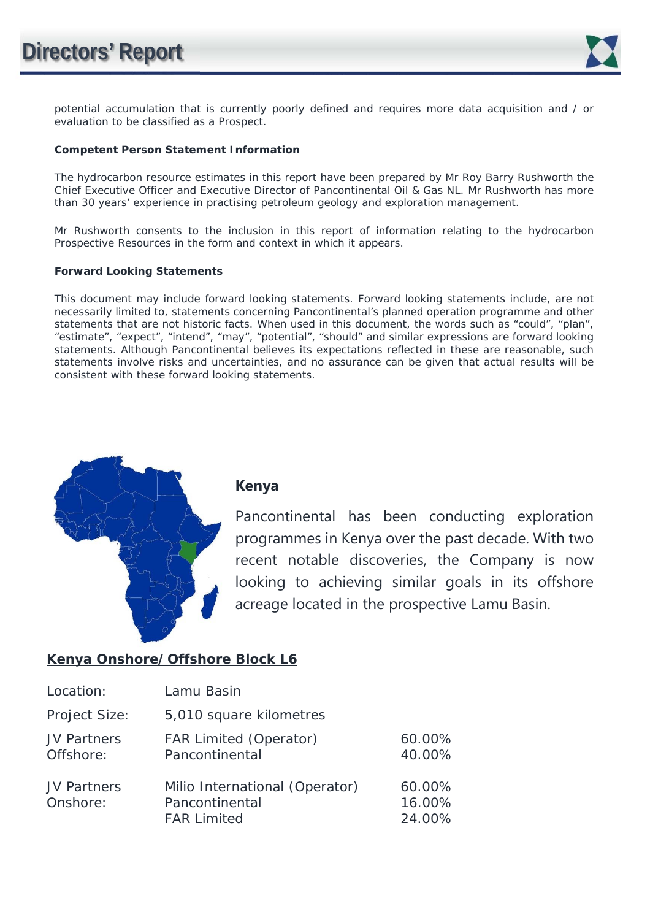potential accumulation that is currently poorly defined and requires more data acquisition and / or evaluation to be classified as a Prospect.

**Competent Person Statement Information**

The hydrocarbon resource estimates in this report have been prepared by Mr Roy Barry Rushworth the Chief Executive Officer and Executive Director of Pancontinental Oil & Gas NL. Mr Rushworth has more than 30 years' experience in practising petroleum geology and exploration management.

Mr Rushworth consents to the inclusion in this report of information relating to the hydrocarbon Prospective Resources in the form and context in which it appears.

**Forward Looking Statements**

This document may include forward looking statements. Forward looking statements include, are not necessarily limited to, statements concerning Pancontinental's planned operation programme and other statements that are not historic facts. When used in this document, the words such as "could", "plan", "estimate", "expect", "intend", "may", "potential", "should" and similar expressions are forward looking statements. Although Pancontinental believes its expectations reflected in these are reasonable, such statements involve risks and uncertainties, and no assurance can be given that actual results will be consistent with these forward looking statements.

## Kenya

Pancontinental has been conducting exploration programmes in Kenya over the past decade. With two recent notable discoveries, the Company is now looking to achieving similar goals in its offshore acreage located in the prospective Lamu Basin.

### Kenya Onshore/Offshore Block L6

| | | |
|---|---|---|
| Location: | Lamu Basin | |
| Project Size: | 5,010 square kilometres | |
| JV Partners Offshore: | FAR Limited (Operator) | 60.00% |
| | Pancontinental | 40.00% |
| JV Partners Onshore: | Milio International (Operator) | 60.00% |
| | Pancontinental | 16.00% |
| | FAR Limited | 24.00% |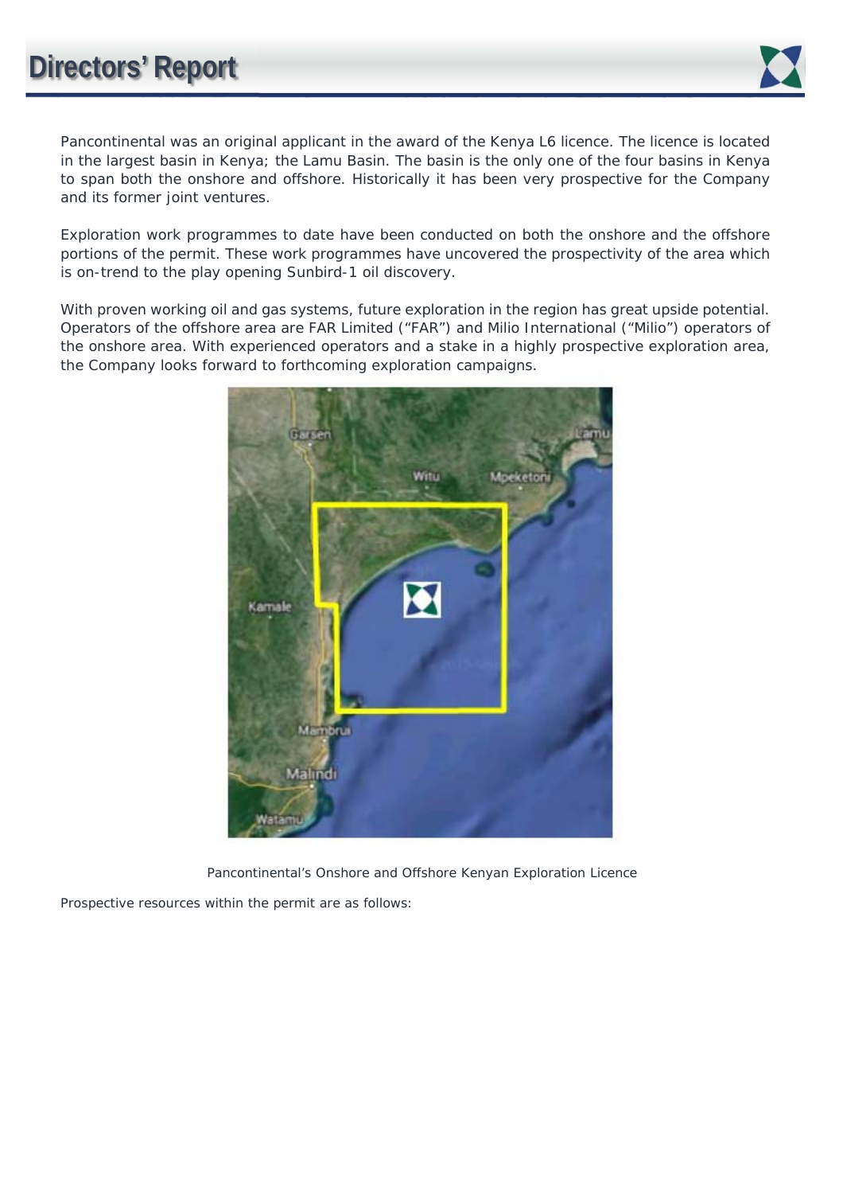Pancontinental was an original applicant in the award of the Kenya L6 licence. The licence is located in the largest basin in Kenya; the Lamu Basin. The basin is the only one of the four basins in Kenya to span both the onshore and offshore. Historically it has been very prospective for the Company and its former joint ventures.

Exploration work programmes to date have been conducted on both the onshore and the offshore portions of the permit. These work programmes have uncovered the prospectivity of the area which is on-trend to the play opening Sunbird-1 oil discovery.

With proven working oil and gas systems, future exploration in the region has great upside potential. Operators of the offshore area are FAR Limited ("FAR") and Milio International ("Milio") operators of the onshore area. With experienced operators and a stake in a highly prospective exploration area, the Company looks forward to forthcoming exploration campaigns.

Pancontinental's Onshore and Offshore Kenyan Exploration Licence

Prospective resources within the permit are as follows: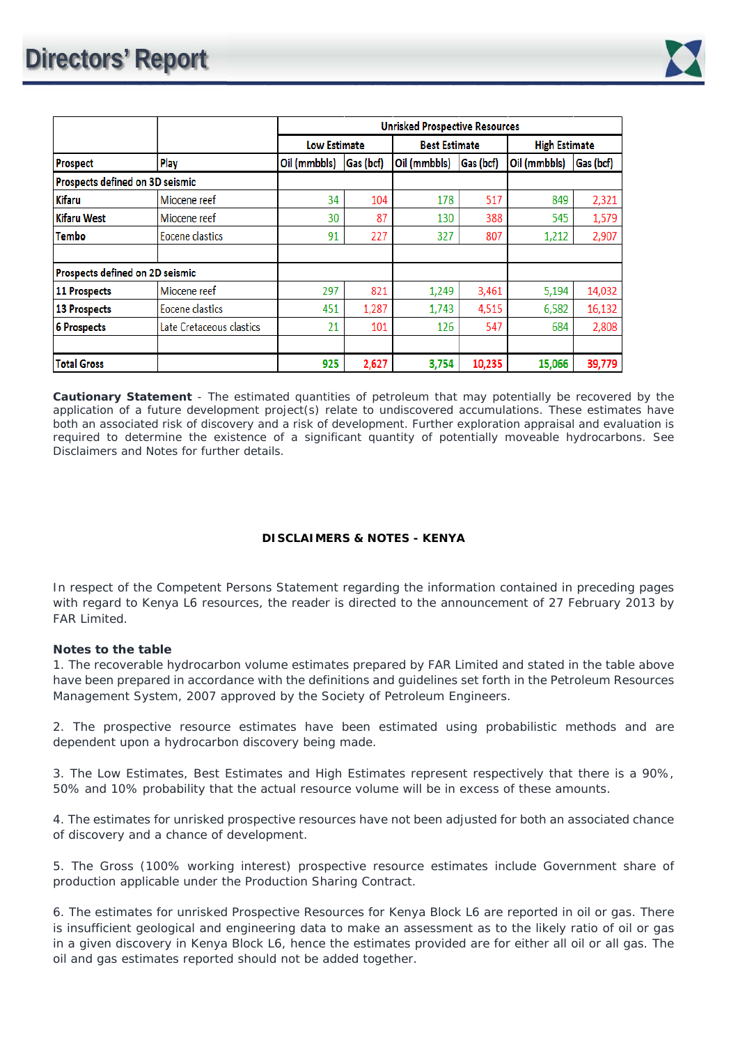| | | Unrisked Prospective Resources | | | | | |
|---|---|---|---|---|---|---|---|
| | | Low Estimate | | Best Estimate | | High Estimate | |
| Prospect | Play | Oil (mmbbls) | Gas (bcf) | Oil (mmbbls) | Gas (bcf) | Oil (mmbbls) | Gas (bcf) |
| **Prospects defined on 3D seismic** | | | | | | | |
| Kifaru | Miocene reef | 34 | 104 | 178 | 517 | 849 | 2,321 |
| Kifaru West | Miocene reef | 30 | 87 | 130 | 388 | 545 | 1,579 |
| Tembo | Eocene clastics | 91 | 227 | 327 | 807 | 1,212 | 2,907 |
| | | | | | | | |
| **Prospects defined on 2D seismic** | | | | | | | |
| 11 Prospects | Miocene reef | 297 | 821 | 1,249 | 3,461 | 5,194 | 14,032 |
| 13 Prospects | Eocene clastics | 451 | 1,287 | 1,743 | 4,515 | 6,582 | 16,132 |
| 6 Prospects | Late Cretaceous clastics | 21 | 101 | 126 | 547 | 684 | 2,808 |
| | | | | | | | |
| **Total Gross** | | **925** | **2,627** | **3,754** | **10,235** | **15,066** | **39,779** |

**Cautionary Statement** - The estimated quantities of petroleum that may potentially be recovered by the application of a future development project(s) relate to undiscovered accumulations. These estimates have both an associated risk of discovery and a risk of development. Further exploration appraisal and evaluation is required to determine the existence of a significant quantity of potentially moveable hydrocarbons. See Disclaimers and Notes for further details.

**DISCLAIMERS & NOTES - KENYA**

In respect of the Competent Persons Statement regarding the information contained in preceding pages with regard to Kenya L6 resources, the reader is directed to the announcement of 27 February 2013 by FAR Limited.

**Notes to the table**

1. The recoverable hydrocarbon volume estimates prepared by FAR Limited and stated in the table above have been prepared in accordance with the definitions and guidelines set forth in the Petroleum Resources Management System, 2007 approved by the Society of Petroleum Engineers.

2. The prospective resource estimates have been estimated using probabilistic methods and are dependent upon a hydrocarbon discovery being made.

3. The Low Estimates, Best Estimates and High Estimates represent respectively that there is a 90%, 50% and 10% probability that the actual resource volume will be in excess of these amounts.

4. The estimates for unrisked prospective resources have not been adjusted for both an associated chance of discovery and a chance of development.

5. The Gross (100% working interest) prospective resource estimates include Government share of production applicable under the Production Sharing Contract.

6. The estimates for unrisked Prospective Resources for Kenya Block L6 are reported in oil or gas. There is insufficient geological and engineering data to make an assessment as to the likely ratio of oil or gas in a given discovery in Kenya Block L6, hence the estimates provided are for either all oil or all gas. The oil and gas estimates reported should not be added together.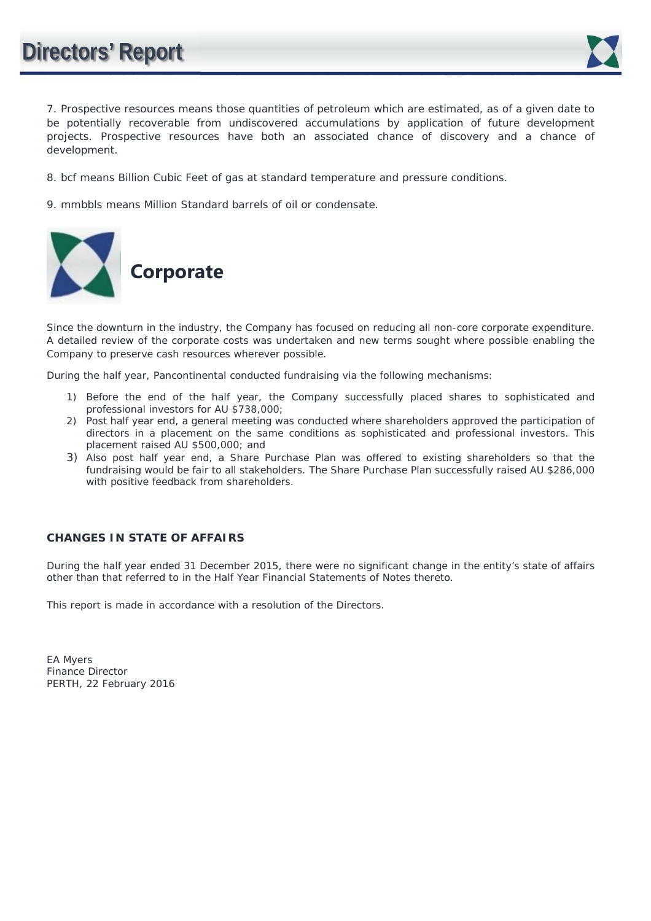7. Prospective resources means those quantities of petroleum which are estimated, as of a given date to be potentially recoverable from undiscovered accumulations by application of future development projects. Prospective resources have both an associated chance of discovery and a chance of development.

8. bcf means Billion Cubic Feet of gas at standard temperature and pressure conditions.

9. mmbbls means Million Standard barrels of oil or condensate.

## Corporate

Since the downturn in the industry, the Company has focused on reducing all non-core corporate expenditure. A detailed review of the corporate costs was undertaken and new terms sought where possible enabling the Company to preserve cash resources wherever possible.

During the half year, Pancontinental conducted fundraising via the following mechanisms:

1) Before the end of the half year, the Company successfully placed shares to sophisticated and professional investors for AU $738,000;
2) Post half year end, a general meeting was conducted where shareholders approved the participation of directors in a placement on the same conditions as sophisticated and professional investors. This placement raised AU $500,000; and
3) Also post half year end, a Share Purchase Plan was offered to existing shareholders so that the fundraising would be fair to all stakeholders. The Share Purchase Plan successfully raised AU $286,000 with positive feedback from shareholders.

### CHANGES IN STATE OF AFFAIRS

During the half year ended 31 December 2015, there were no significant change in the entity's state of affairs other than that referred to in the Half Year Financial Statements of Notes thereto.

This report is made in accordance with a resolution of the Directors.

EA Myers
Finance Director
PERTH, 22 February 2016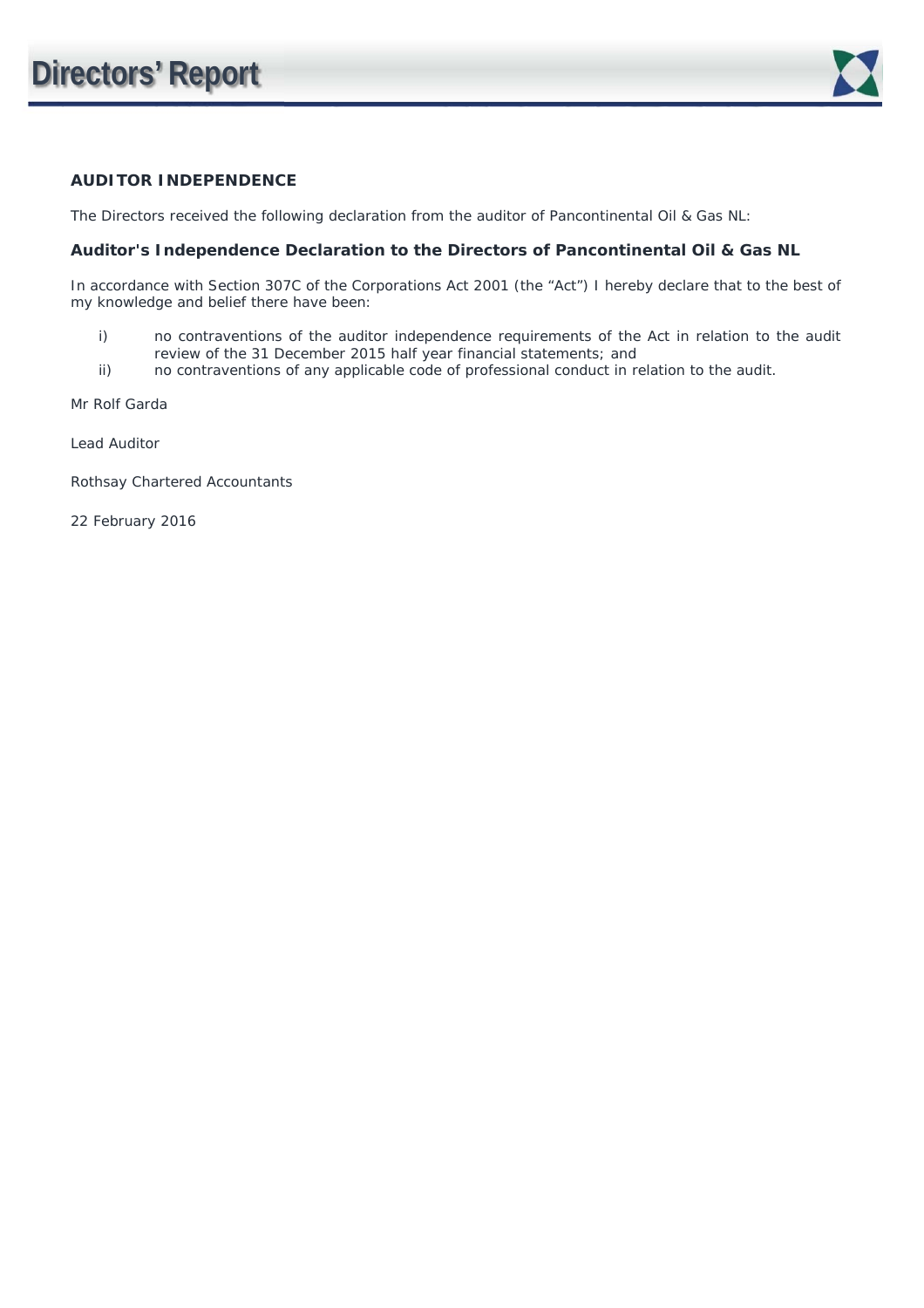# Directors' Report

## AUDITOR INDEPENDENCE

The Directors received the following declaration from the auditor of Pancontinental Oil & Gas NL:

### Auditor's Independence Declaration to the Directors of Pancontinental Oil & Gas NL

In accordance with Section 307C of the Corporations Act 2001 (the "Act") I hereby declare that to the best of my knowledge and belief there have been:

i) no contraventions of the auditor independence requirements of the Act in relation to the audit review of the 31 December 2015 half year financial statements; and
ii) no contraventions of any applicable code of professional conduct in relation to the audit.

Mr Rolf Garda

Lead Auditor

Rothsay Chartered Accountants

22 February 2016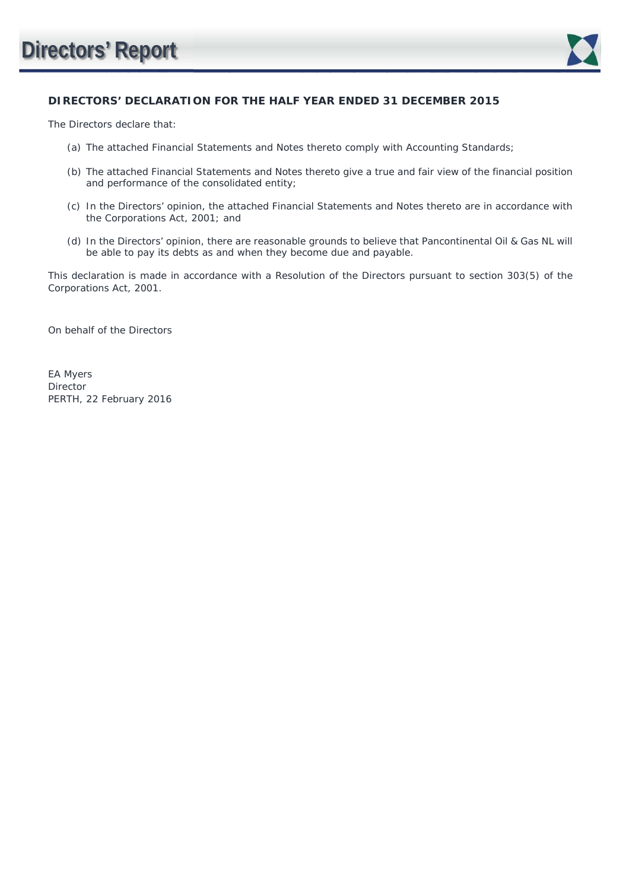# Directors' Report

## DIRECTORS' DECLARATION FOR THE HALF YEAR ENDED 31 DECEMBER 2015

The Directors declare that:

(a) The attached Financial Statements and Notes thereto comply with Accounting Standards;

(b) The attached Financial Statements and Notes thereto give a true and fair view of the financial position and performance of the consolidated entity;

(c) In the Directors' opinion, the attached Financial Statements and Notes thereto are in accordance with the Corporations Act, 2001; and

(d) In the Directors' opinion, there are reasonable grounds to believe that Pancontinental Oil & Gas NL will be able to pay its debts as and when they become due and payable.

This declaration is made in accordance with a Resolution of the Directors pursuant to section 303(5) of the Corporations Act, 2001.

On behalf of the Directors

EA Myers
Director
PERTH, 22 February 2016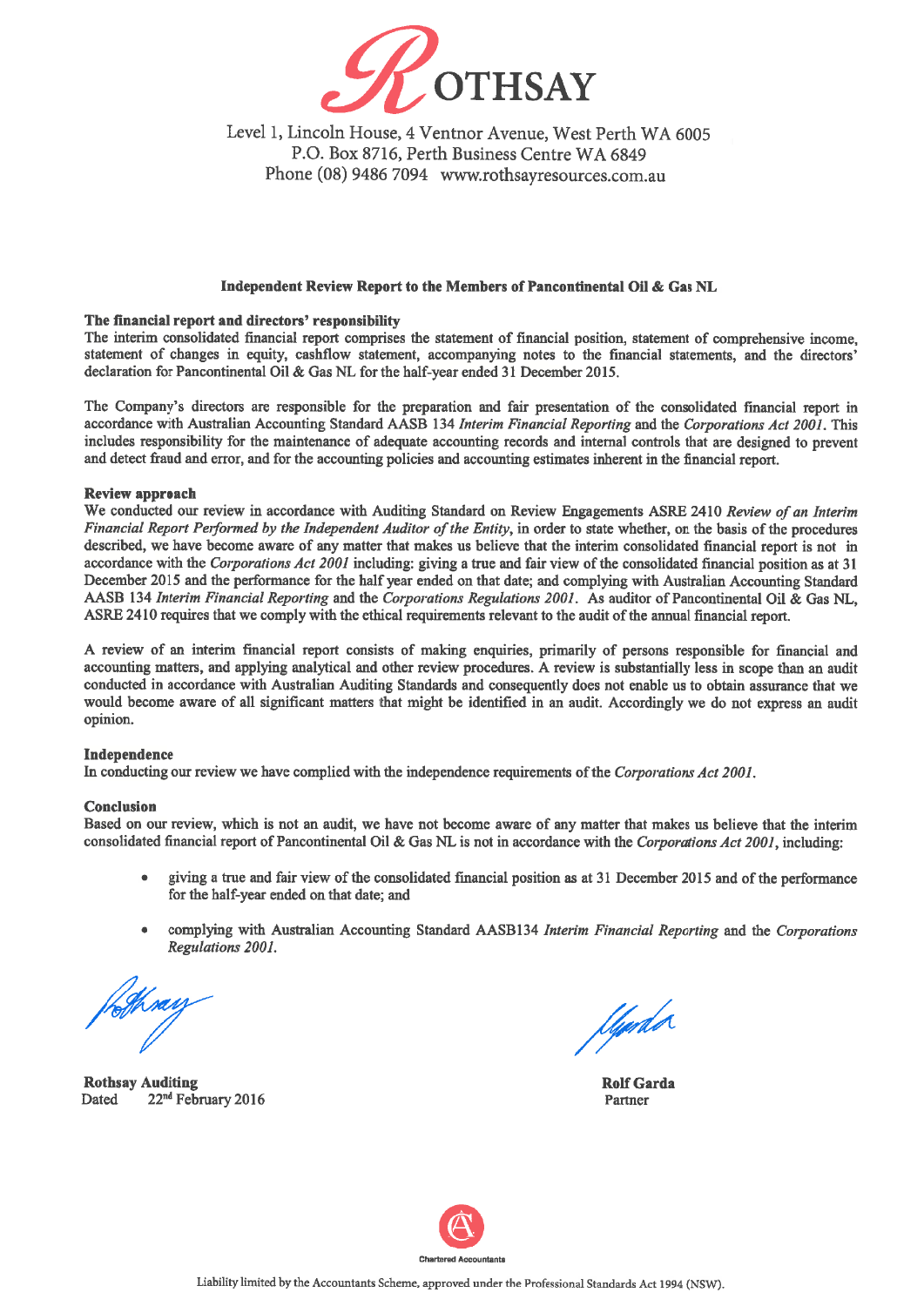# ROTHSAY

Level 1, Lincoln House, 4 Ventnor Avenue, West Perth WA 6005
P.O. Box 8716, Perth Business Centre WA 6849
Phone (08) 9486 7094 www.rothsayresources.com.au

## Independent Review Report to the Members of Pancontinental Oil & Gas NL

### The financial report and directors' responsibility

The interim consolidated financial report comprises the statement of financial position, statement of comprehensive income, statement of changes in equity, cashflow statement, accompanying notes to the financial statements, and the directors' declaration for Pancontinental Oil & Gas NL for the half-year ended 31 December 2015.

The Company's directors are responsible for the preparation and fair presentation of the consolidated financial report in accordance with Australian Accounting Standard AASB 134 *Interim Financial Reporting* and the *Corporations Act 2001*. This includes responsibility for the maintenance of adequate accounting records and internal controls that are designed to prevent and detect fraud and error, and for the accounting policies and accounting estimates inherent in the financial report.

### Review approach

We conducted our review in accordance with Auditing Standard on Review Engagements ASRE 2410 *Review of an Interim Financial Report Performed by the Independent Auditor of the Entity*, in order to state whether, on the basis of the procedures described, we have become aware of any matter that makes us believe that the interim consolidated financial report is not in accordance with the *Corporations Act 2001* including: giving a true and fair view of the consolidated financial position as at 31 December 2015 and the performance for the half year ended on that date; and complying with Australian Accounting Standard AASB 134 *Interim Financial Reporting* and the *Corporations Regulations 2001*. As auditor of Pancontinental Oil & Gas NL, ASRE 2410 requires that we comply with the ethical requirements relevant to the audit of the annual financial report.

A review of an interim financial report consists of making enquiries, primarily of persons responsible for financial and accounting matters, and applying analytical and other review procedures. A review is substantially less in scope than an audit conducted in accordance with Australian Auditing Standards and consequently does not enable us to obtain assurance that we would become aware of all significant matters that might be identified in an audit. Accordingly we do not express an audit opinion.

### Independence

In conducting our review we have complied with the independence requirements of the *Corporations Act 2001*.

### Conclusion

Based on our review, which is not an audit, we have not become aware of any matter that makes us believe that the interim consolidated financial report of Pancontinental Oil & Gas NL is not in accordance with the *Corporations Act 2001*, including:

- giving a true and fair view of the consolidated financial position as at 31 December 2015 and of the performance for the half-year ended on that date; and
- complying with Australian Accounting Standard AASB134 *Interim Financial Reporting* and the *Corporations Regulations 2001*.

**Rothsay Auditing**
Dated 22nd February 2016

**Rolf Garda**
Partner

Chartered Accountants

Liability limited by the Accountants Scheme, approved under the Professional Standards Act 1994 (NSW).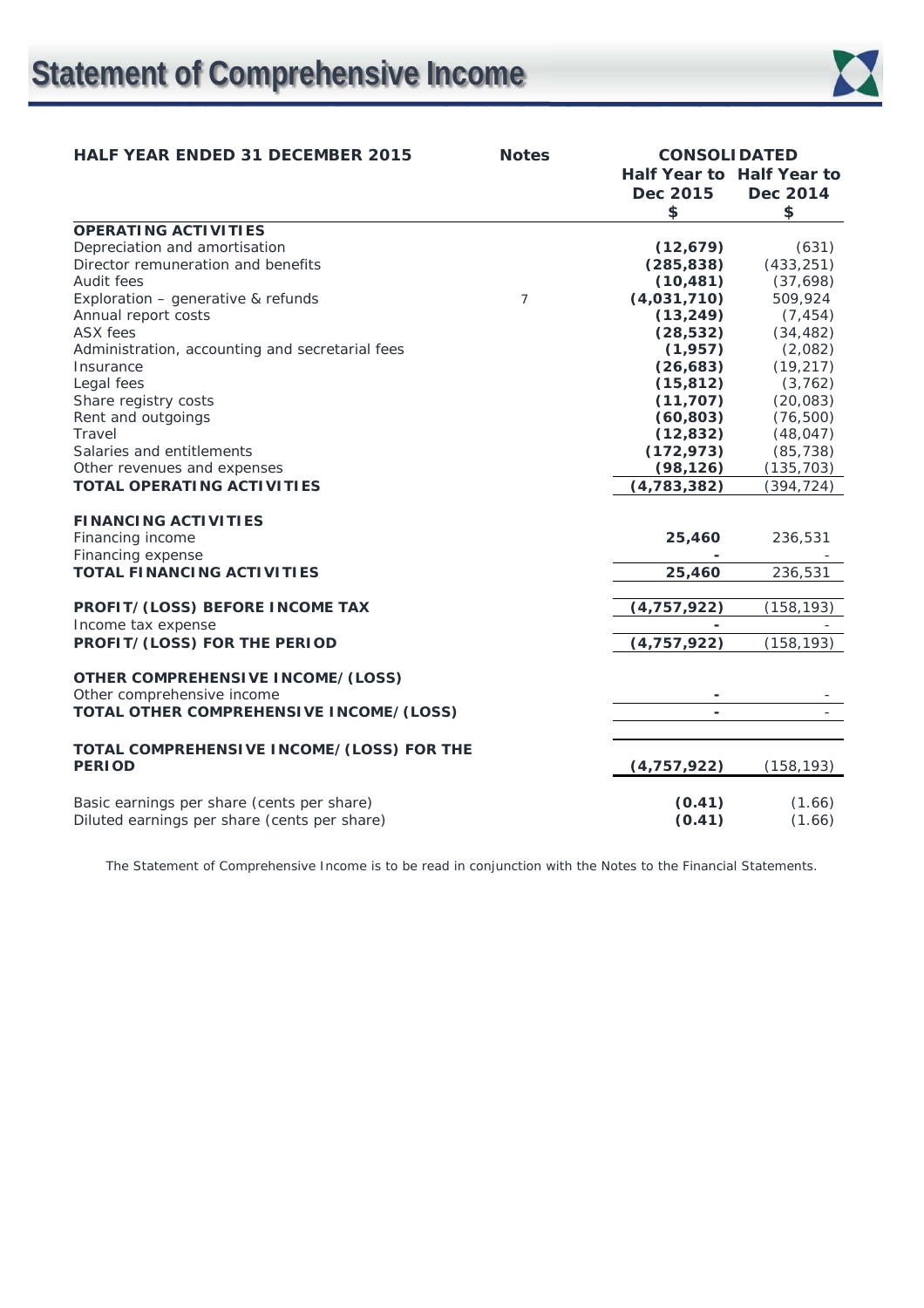# Statement of Comprehensive Income

| HALF YEAR ENDED 31 DECEMBER 2015 | Notes | CONSOLIDATED | |
|---|---|---|---|
| | | **Half Year to Dec 2015 $** | **Half Year to Dec 2014 $** |
| **OPERATING ACTIVITIES** | | | |
| Depreciation and amortisation | | **(12,679)** | (631) |
| Director remuneration and benefits | | **(285,838)** | (433,251) |
| Audit fees | | **(10,481)** | (37,698) |
| Exploration – generative & refunds | 7 | **(4,031,710)** | 509,924 |
| Annual report costs | | **(13,249)** | (7,454) |
| ASX fees | | **(28,532)** | (34,482) |
| Administration, accounting and secretarial fees | | **(1,957)** | (2,082) |
| Insurance | | **(26,683)** | (19,217) |
| Legal fees | | **(15,812)** | (3,762) |
| Share registry costs | | **(11,707)** | (20,083) |
| Rent and outgoings | | **(60,803)** | (76,500) |
| Travel | | **(12,832)** | (48,047) |
| Salaries and entitlements | | **(172,973)** | (85,738) |
| Other revenues and expenses | | **(98,126)** | (135,703) |
| **TOTAL OPERATING ACTIVITIES** | | **(4,783,382)** | (394,724) |
| | | | |
| **FINANCING ACTIVITIES** | | | |
| Financing income | | **25,460** | 236,531 |
| Financing expense | | **-** | - |
| **TOTAL FINANCING ACTIVITIES** | | **25,460** | 236,531 |
| | | | |
| **PROFIT/(LOSS) BEFORE INCOME TAX** | | **(4,757,922)** | (158,193) |
| Income tax expense | | **-** | - |
| **PROFIT/(LOSS) FOR THE PERIOD** | | **(4,757,922)** | (158,193) |
| | | | |
| **OTHER COMPREHENSIVE INCOME/(LOSS)** | | | |
| Other comprehensive income | | **-** | - |
| **TOTAL OTHER COMPREHENSIVE INCOME/(LOSS)** | | **-** | - |
| | | | |
| **TOTAL COMPREHENSIVE INCOME/(LOSS) FOR THE PERIOD** | | **(4,757,922)** | (158,193) |
| | | | |
| Basic earnings per share (cents per share) | | **(0.41)** | (1.66) |
| Diluted earnings per share (cents per share) | | **(0.41)** | (1.66) |

The Statement of Comprehensive Income is to be read in conjunction with the Notes to the Financial Statements.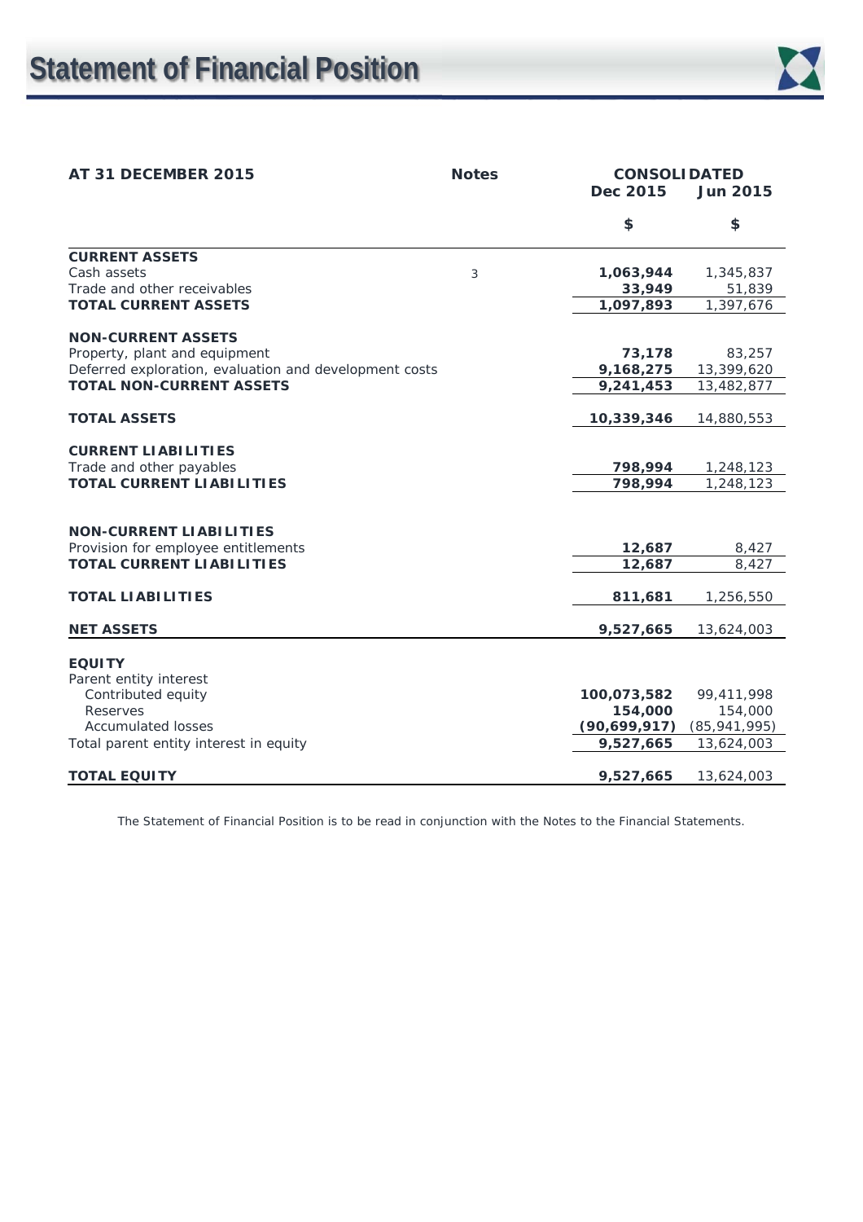# Statement of Financial Position

| AT 31 DECEMBER 2015 | Notes | CONSOLIDATED | |
|---|---|---|---|
| | | Dec 2015 | Jun 2015 |
| | | $ | $ |
| **CURRENT ASSETS** | | | |
| Cash assets | 3 | **1,063,944** | 1,345,837 |
| Trade and other receivables | | **33,949** | 51,839 |
| **TOTAL CURRENT ASSETS** | | **1,097,893** | 1,397,676 |
| | | | |
| **NON-CURRENT ASSETS** | | | |
| Property, plant and equipment | | **73,178** | 83,257 |
| Deferred exploration, evaluation and development costs | | **9,168,275** | 13,399,620 |
| **TOTAL NON-CURRENT ASSETS** | | **9,241,453** | 13,482,877 |
| | | | |
| **TOTAL ASSETS** | | **10,339,346** | 14,880,553 |
| | | | |
| **CURRENT LIABILITIES** | | | |
| Trade and other payables | | **798,994** | 1,248,123 |
| **TOTAL CURRENT LIABILITIES** | | **798,994** | 1,248,123 |
| | | | |
| **NON-CURRENT LIABILITIES** | | | |
| Provision for employee entitlements | | **12,687** | 8,427 |
| **TOTAL CURRENT LIABILITIES** | | **12,687** | 8,427 |
| | | | |
| **TOTAL LIABILITIES** | | **811,681** | 1,256,550 |
| | | | |
| **NET ASSETS** | | **9,527,665** | 13,624,003 |
| | | | |
| **EQUITY** | | | |
| Parent entity interest | | | |
| Contributed equity | | **100,073,582** | 99,411,998 |
| Reserves | | **154,000** | 154,000 |
| Accumulated losses | | **(90,699,917)** | (85,941,995) |
| Total parent entity interest in equity | | **9,527,665** | 13,624,003 |
| | | | |
| **TOTAL EQUITY** | | **9,527,665** | 13,624,003 |

The Statement of Financial Position is to be read in conjunction with the Notes to the Financial Statements.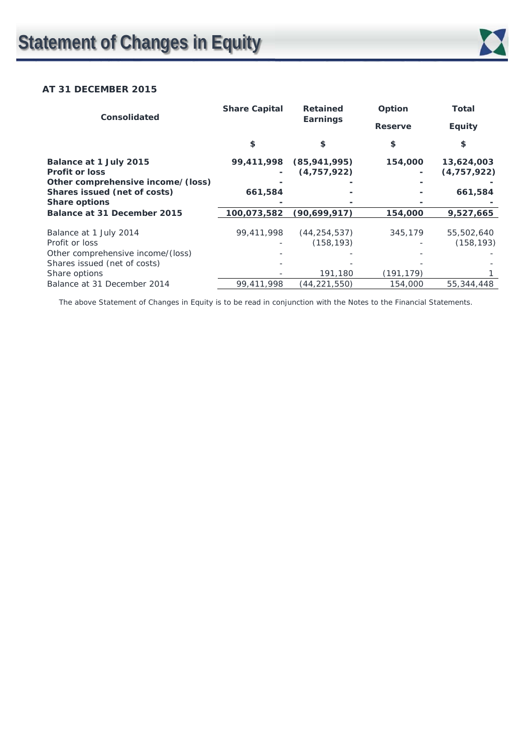# Statement of Changes in Equity

**AT 31 DECEMBER 2015**

| Consolidated | Share Capital | Retained Earnings | Option Reserve | Total Equity |
|---|---|---|---|---|
| | $ | $ | $ | $ |
| **Balance at 1 July 2015** | **99,411,998** | **(85,941,995)** | **154,000** | **13,624,003** |
| **Profit or loss** | **-** | **(4,757,922)** | **-** | **(4,757,922)** |
| **Other comprehensive income/(loss)** | **-** | **-** | **-** | **-** |
| **Shares issued (net of costs)** | **661,584** | **-** | **-** | **661,584** |
| **Share options** | **-** | **-** | **-** | **-** |
| **Balance at 31 December 2015** | **100,073,582** | **(90,699,917)** | **154,000** | **9,527,665** |
| | | | | |
| Balance at 1 July 2014 | 99,411,998 | (44,254,537) | 345,179 | 55,502,640 |
| Profit or loss | - | (158,193) | - | (158,193) |
| Other comprehensive income/(loss) | - | - | - | - |
| Shares issued (net of costs) | - | - | - | - |
| Share options | - | 191,180 | (191,179) | 1 |
| Balance at 31 December 2014 | 99,411,998 | (44,221,550) | 154,000 | 55,344,448 |

The above Statement of Changes in Equity is to be read in conjunction with the Notes to the Financial Statements.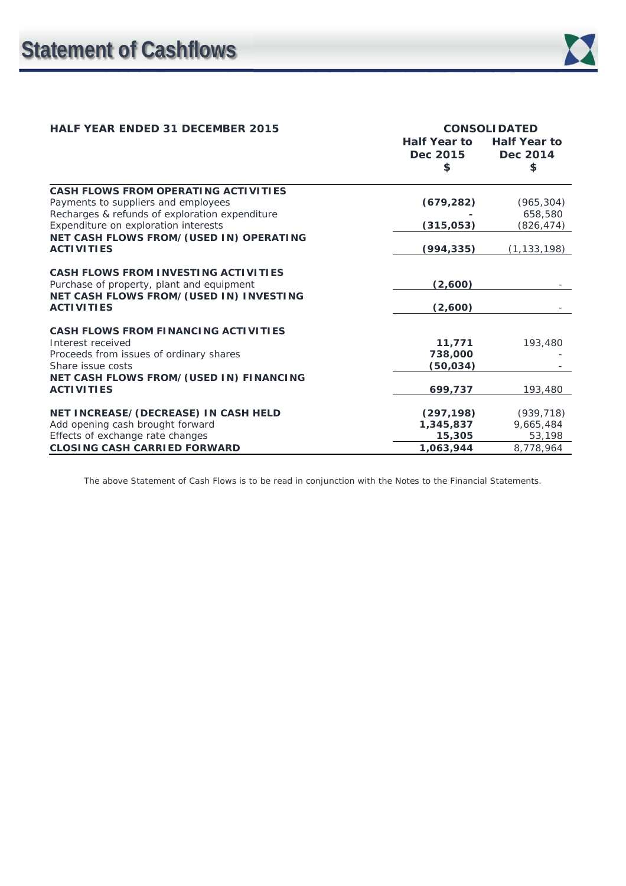# Statement of Cashflows

| HALF YEAR ENDED 31 DECEMBER 2015 | CONSOLIDATED | |
|---|---|---|
| | **Half Year to Dec 2015 $** | **Half Year to Dec 2014 $** |
| **CASH FLOWS FROM OPERATING ACTIVITIES** | | |
| Payments to suppliers and employees | **(679,282)** | (965,304) |
| Recharges & refunds of exploration expenditure | **-** | 658,580 |
| Expenditure on exploration interests | **(315,053)** | (826,474) |
| **NET CASH FLOWS FROM/(USED IN) OPERATING ACTIVITIES** | **(994,335)** | (1,133,198) |
| | | |
| **CASH FLOWS FROM INVESTING ACTIVITIES** | | |
| Purchase of property, plant and equipment | **(2,600)** | - |
| **NET CASH FLOWS FROM/(USED IN) INVESTING ACTIVITIES** | **(2,600)** | - |
| | | |
| **CASH FLOWS FROM FINANCING ACTIVITIES** | | |
| Interest received | **11,771** | 193,480 |
| Proceeds from issues of ordinary shares | **738,000** | - |
| Share issue costs | **(50,034)** | - |
| **NET CASH FLOWS FROM/(USED IN) FINANCING ACTIVITIES** | **699,737** | 193,480 |
| | | |
| **NET INCREASE/(DECREASE) IN CASH HELD** | **(297,198)** | (939,718) |
| Add opening cash brought forward | **1,345,837** | 9,665,484 |
| Effects of exchange rate changes | **15,305** | 53,198 |
| **CLOSING CASH CARRIED FORWARD** | **1,063,944** | 8,778,964 |

The above Statement of Cash Flows is to be read in conjunction with the Notes to the Financial Statements.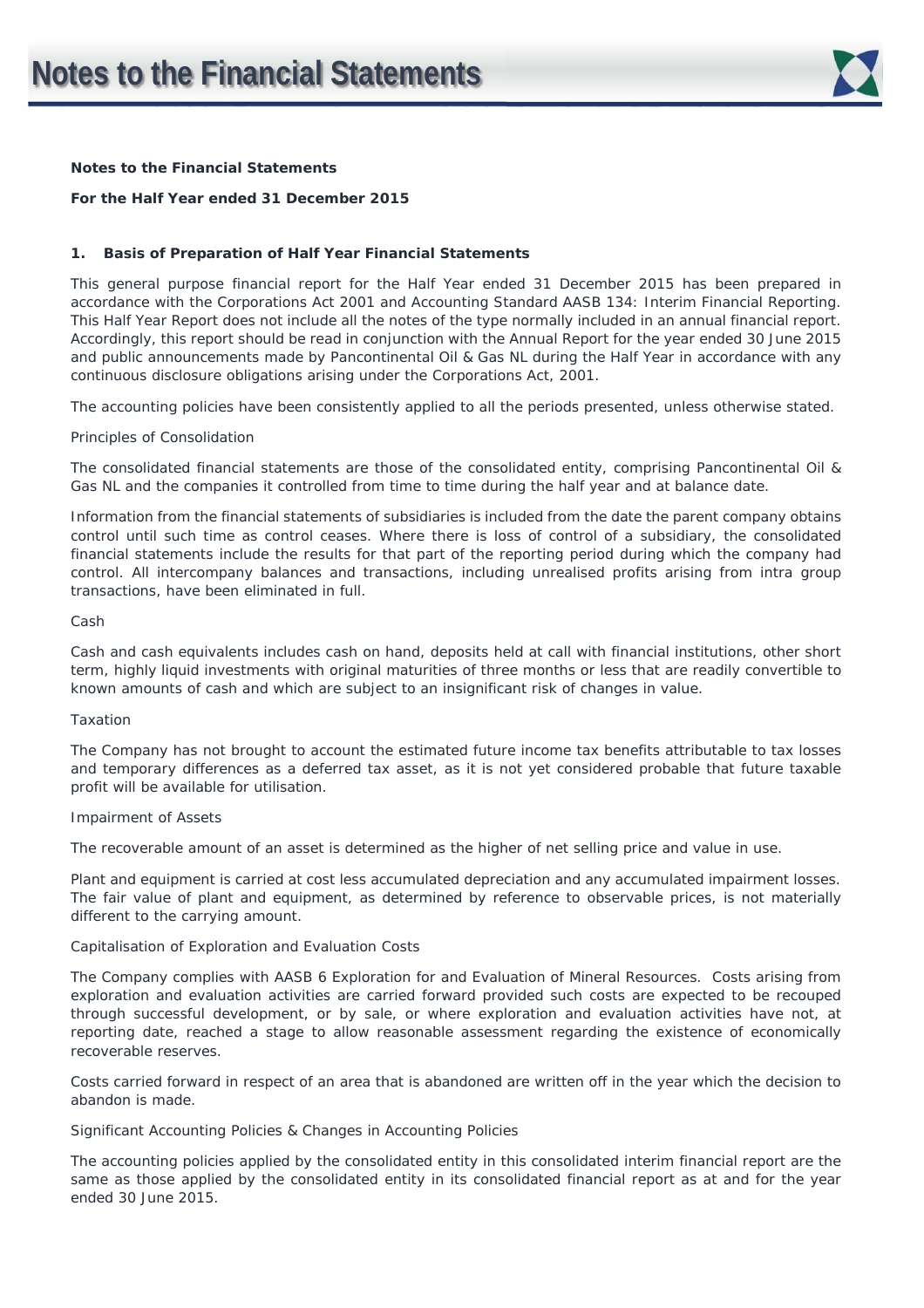# Notes to the Financial Statements

**Notes to the Financial Statements**

**For the Half Year ended 31 December 2015**

## 1. Basis of Preparation of Half Year Financial Statements

This general purpose financial report for the Half Year ended 31 December 2015 has been prepared in accordance with the Corporations Act 2001 and Accounting Standard AASB 134: Interim Financial Reporting. This Half Year Report does not include all the notes of the type normally included in an annual financial report. Accordingly, this report should be read in conjunction with the Annual Report for the year ended 30 June 2015 and public announcements made by Pancontinental Oil & Gas NL during the Half Year in accordance with any continuous disclosure obligations arising under the Corporations Act, 2001.

The accounting policies have been consistently applied to all the periods presented, unless otherwise stated.

Principles of Consolidation

The consolidated financial statements are those of the consolidated entity, comprising Pancontinental Oil & Gas NL and the companies it controlled from time to time during the half year and at balance date.

Information from the financial statements of subsidiaries is included from the date the parent company obtains control until such time as control ceases. Where there is loss of control of a subsidiary, the consolidated financial statements include the results for that part of the reporting period during which the company had control. All intercompany balances and transactions, including unrealised profits arising from intra group transactions, have been eliminated in full.

Cash

Cash and cash equivalents includes cash on hand, deposits held at call with financial institutions, other short term, highly liquid investments with original maturities of three months or less that are readily convertible to known amounts of cash and which are subject to an insignificant risk of changes in value.

Taxation

The Company has not brought to account the estimated future income tax benefits attributable to tax losses and temporary differences as a deferred tax asset, as it is not yet considered probable that future taxable profit will be available for utilisation.

Impairment of Assets

The recoverable amount of an asset is determined as the higher of net selling price and value in use.

Plant and equipment is carried at cost less accumulated depreciation and any accumulated impairment losses. The fair value of plant and equipment, as determined by reference to observable prices, is not materially different to the carrying amount.

Capitalisation of Exploration and Evaluation Costs

The Company complies with AASB 6 Exploration for and Evaluation of Mineral Resources. Costs arising from exploration and evaluation activities are carried forward provided such costs are expected to be recouped through successful development, or by sale, or where exploration and evaluation activities have not, at reporting date, reached a stage to allow reasonable assessment regarding the existence of economically recoverable reserves.

Costs carried forward in respect of an area that is abandoned are written off in the year which the decision to abandon is made.

Significant Accounting Policies & Changes in Accounting Policies

The accounting policies applied by the consolidated entity in this consolidated interim financial report are the same as those applied by the consolidated entity in its consolidated financial report as at and for the year ended 30 June 2015.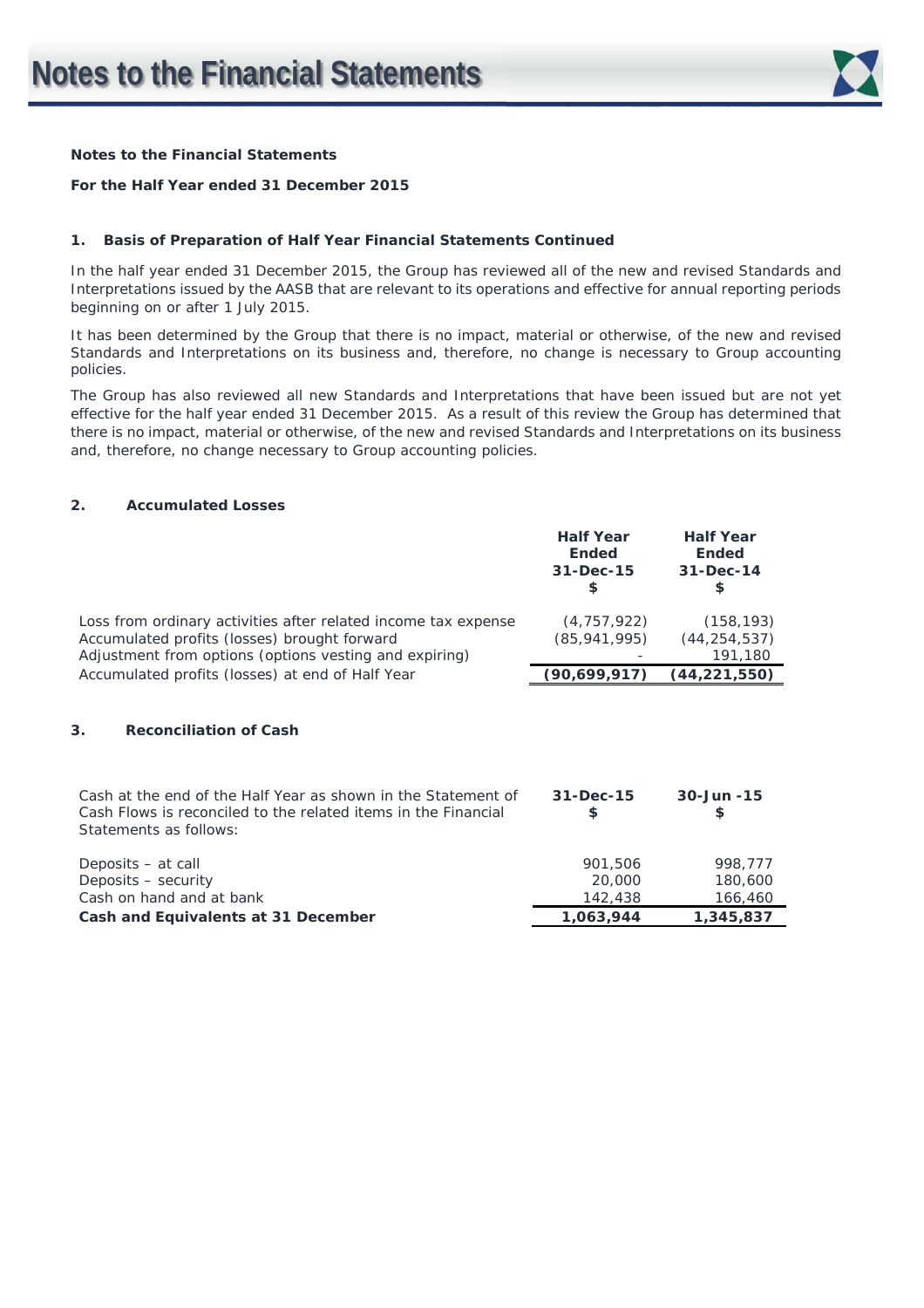**Notes to the Financial Statements**

**For the Half Year ended 31 December 2015**

**1. Basis of Preparation of Half Year Financial Statements Continued**

In the half year ended 31 December 2015, the Group has reviewed all of the new and revised Standards and Interpretations issued by the AASB that are relevant to its operations and effective for annual reporting periods beginning on or after 1 July 2015.

It has been determined by the Group that there is no impact, material or otherwise, of the new and revised Standards and Interpretations on its business and, therefore, no change is necessary to Group accounting policies.

The Group has also reviewed all new Standards and Interpretations that have been issued but are not yet effective for the half year ended 31 December 2015. As a result of this review the Group has determined that there is no impact, material or otherwise, of the new and revised Standards and Interpretations on its business and, therefore, no change necessary to Group accounting policies.

**2. Accumulated Losses**

| | Half Year Ended 31-Dec-15 $ | Half Year Ended 31-Dec-14 $ |
|---|---|---|
| Loss from ordinary activities after related income tax expense | (4,757,922) | (158,193) |
| Accumulated profits (losses) brought forward | (85,941,995) | (44,254,537) |
| Adjustment from options (options vesting and expiring) | - | 191,180 |
| Accumulated profits (losses) at end of Half Year | **(90,699,917)** | **(44,221,550)** |

**3. Reconciliation of Cash**

| Cash at the end of the Half Year as shown in the Statement of Cash Flows is reconciled to the related items in the Financial Statements as follows: | 31-Dec-15 $ | 30-Jun -15 $ |
|---|---|---|
| Deposits – at call | 901,506 | 998,777 |
| Deposits – security | 20,000 | 180,600 |
| Cash on hand and at bank | 142,438 | 166,460 |
| **Cash and Equivalents at 31 December** | **1,063,944** | **1,345,837** |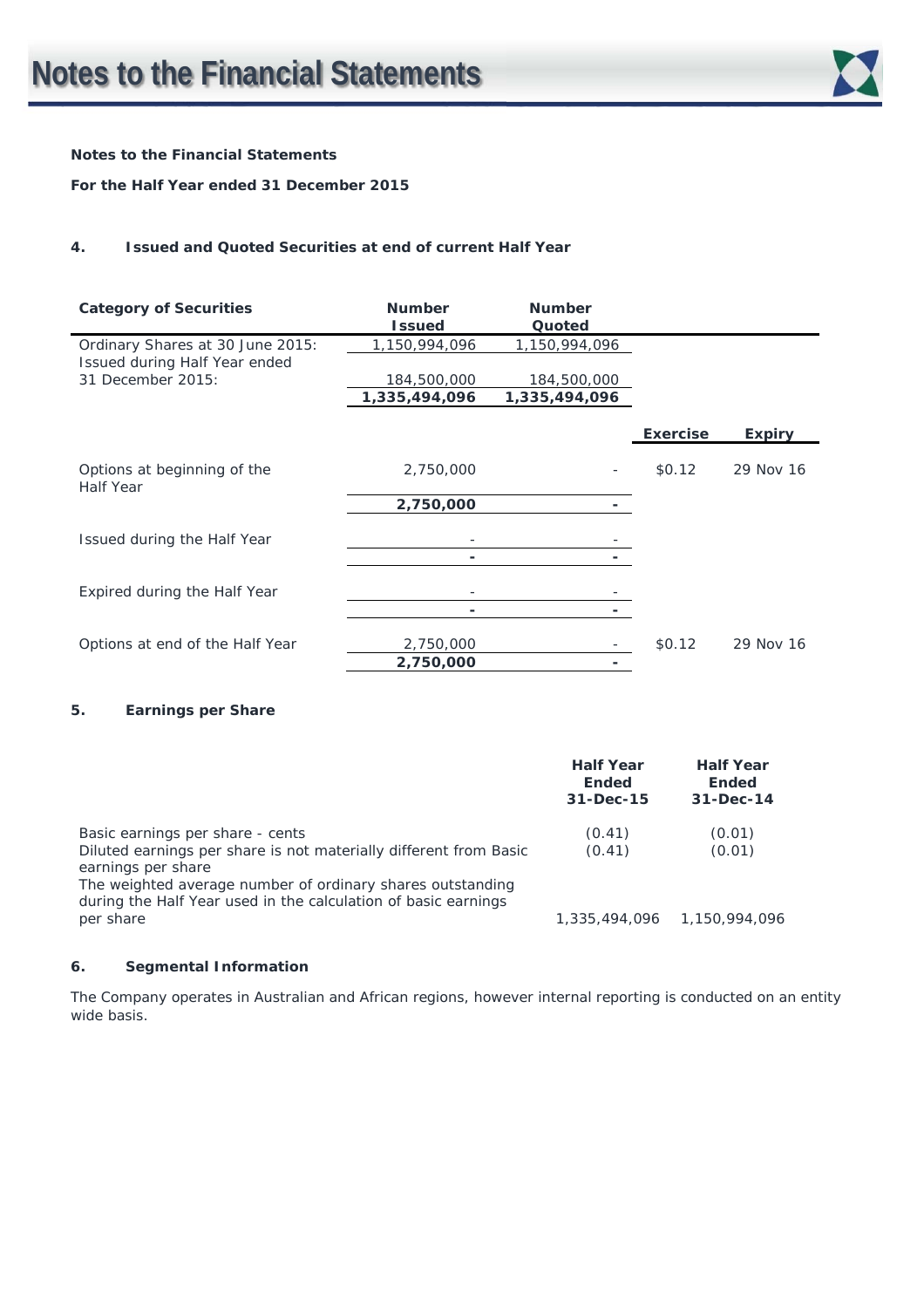**Notes to the Financial Statements**

**For the Half Year ended 31 December 2015**

## 4. Issued and Quoted Securities at end of current Half Year

| Category of Securities | Number Issued | Number Quoted | | |
|---|---|---|---|---|
| Ordinary Shares at 30 June 2015: | 1,150,994,096 | 1,150,994,096 | | |
| Issued during Half Year ended 31 December 2015: | 184,500,000 | 184,500,000 | | |
| | **1,335,494,096** | **1,335,494,096** | | |
| | | | **Exercise** | **Expiry** |
| Options at beginning of the Half Year | 2,750,000 | - | $0.12 | 29 Nov 16 |
| | **2,750,000** | **-** | | |
| Issued during the Half Year | - | - | | |
| | **-** | **-** | | |
| Expired during the Half Year | - | - | | |
| | **-** | **-** | | |
| Options at end of the Half Year | 2,750,000 | - | $0.12 | 29 Nov 16 |
| | **2,750,000** | **-** | | |

## 5. Earnings per Share

| | Half Year Ended 31-Dec-15 | Half Year Ended 31-Dec-14 |
|---|---|---|
| Basic earnings per share - cents | (0.41) | (0.01) |
| Diluted earnings per share is not materially different from Basic earnings per share | (0.41) | (0.01) |
| The weighted average number of ordinary shares outstanding during the Half Year used in the calculation of basic earnings per share | 1,335,494,096 | 1,150,994,096 |

## 6. Segmental Information

The Company operates in Australian and African regions, however internal reporting is conducted on an entity wide basis.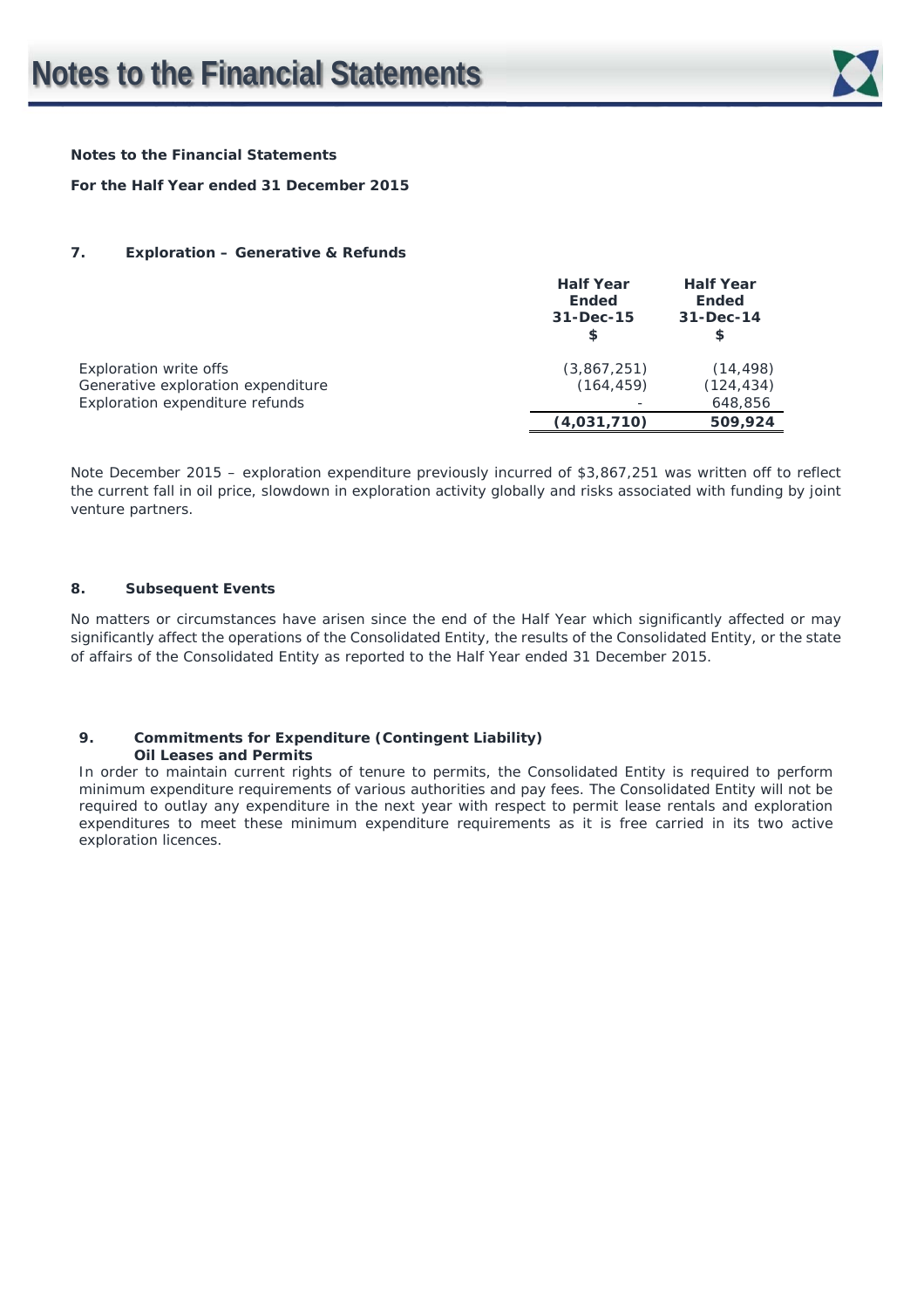**Notes to the Financial Statements**

**For the Half Year ended 31 December 2015**

### 7. Exploration – Generative & Refunds

| | Half Year Ended 31-Dec-15 $ | Half Year Ended 31-Dec-14 $ |
|---|---|---|
| Exploration write offs | (3,867,251) | (14,498) |
| Generative exploration expenditure | (164,459) | (124,434) |
| Exploration expenditure refunds | - | 648,856 |
| | **(4,031,710)** | **509,924** |

Note December 2015 – exploration expenditure previously incurred of $3,867,251 was written off to reflect the current fall in oil price, slowdown in exploration activity globally and risks associated with funding by joint venture partners.

### 8. Subsequent Events

No matters or circumstances have arisen since the end of the Half Year which significantly affected or may significantly affect the operations of the Consolidated Entity, the results of the Consolidated Entity, or the state of affairs of the Consolidated Entity as reported to the Half Year ended 31 December 2015.

### 9. Commitments for Expenditure (Contingent Liability)

**Oil Leases and Permits**

In order to maintain current rights of tenure to permits, the Consolidated Entity is required to perform minimum expenditure requirements of various authorities and pay fees. The Consolidated Entity will not be required to outlay any expenditure in the next year with respect to permit lease rentals and exploration expenditures to meet these minimum expenditure requirements as it is free carried in its two active exploration licences.